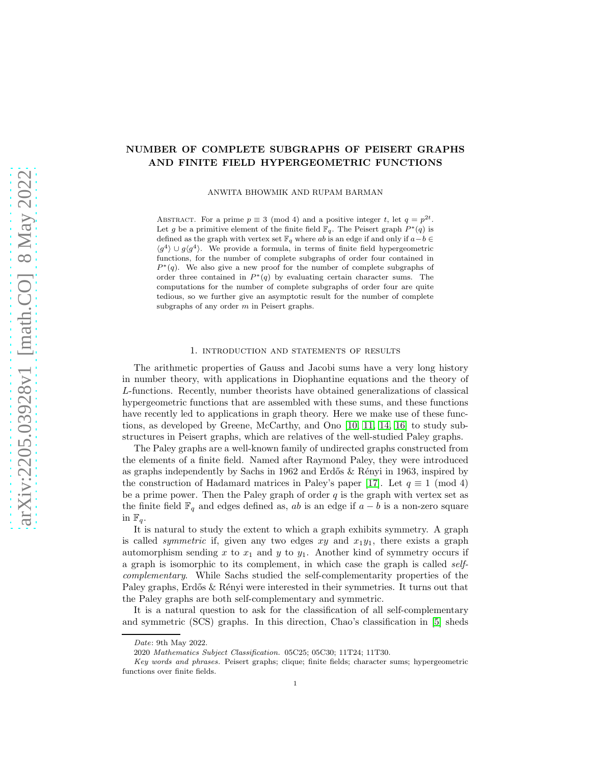# NUMBER OF COMPLETE SUBGRAPHS OF PEISERT GRAPHS AND FINITE FIELD HYPERGEOMETRIC FUNCTIONS

ANWITA BHOWMIK AND RUPAM BARMAN

ABSTRACT. For a prime $p \equiv 3 \pmod 4$ and a positive integer $t$, let $q = p^{2t}$. Let $g$ be a primitive element of the finite field $\mathbb{F}_q$. The Peisert graph $P^*(q)$ is defined as the graph with vertex set $\mathbb{F}_q$ where $ab$ is an edge if and only if $a-b \in \langle g^4 \rangle \cup g\langle g^4 \rangle$. We provide a formula, in terms of finite field hypergeometric functions, for the number of complete subgraphs of order four contained in $P^*(q)$. We also give a new proof for the number of complete subgraphs of order three contained in $P^*(q)$ by evaluating certain character sums. The computations for the number of complete subgraphs of order four are quite tedious, so we further give an asymptotic result for the number of complete subgraphs of any order $m$ in Peisert graphs.

## 1. INTRODUCTION AND STATEMENTS OF RESULTS

The arithmetic properties of Gauss and Jacobi sums have a very long history in number theory, with applications in Diophantine equations and the theory of $L$-functions. Recently, number theorists have obtained generalizations of classical hypergeometric functions that are assembled with these sums, and these functions have recently led to applications in graph theory. Here we make use of these functions, as developed by Greene, McCarthy, and Ono [10, 11, 14, 16] to study substructures in Peisert graphs, which are relatives of the well-studied Paley graphs.

The Paley graphs are a well-known family of undirected graphs constructed from the elements of a finite field. Named after Raymond Paley, they were introduced as graphs independently by Sachs in 1962 and Erdős & Rényi in 1963, inspired by the construction of Hadamard matrices in Paley's paper [17]. Let $q \equiv 1 \pmod 4$ be a prime power. Then the Paley graph of order $q$ is the graph with vertex set as the finite field $\mathbb{F}_q$ and edges defined as, $ab$ is an edge if $a - b$ is a non-zero square in $\mathbb{F}_q$.

It is natural to study the extent to which a graph exhibits symmetry. A graph is called *symmetric* if, given any two edges $xy$ and $x_1y_1$, there exists a graph automorphism sending $x$ to $x_1$ and $y$ to $y_1$. Another kind of symmetry occurs if a graph is isomorphic to its complement, in which case the graph is called *self-complementary*. While Sachs studied the self-complementarity properties of the Paley graphs, Erdős & Rényi were interested in their symmetries. It turns out that the Paley graphs are both self-complementary and symmetric.

It is a natural question to ask for the classification of all self-complementary and symmetric (SCS) graphs. In this direction, Chao's classification in [5] sheds

---

*Date*: 9th May 2022.

2020 *Mathematics Subject Classification.* 05C25; 05C30; 11T24; 11T30.

*Key words and phrases.* Peisert graphs; clique; finite fields; character sums; hypergeometric functions over finite fields.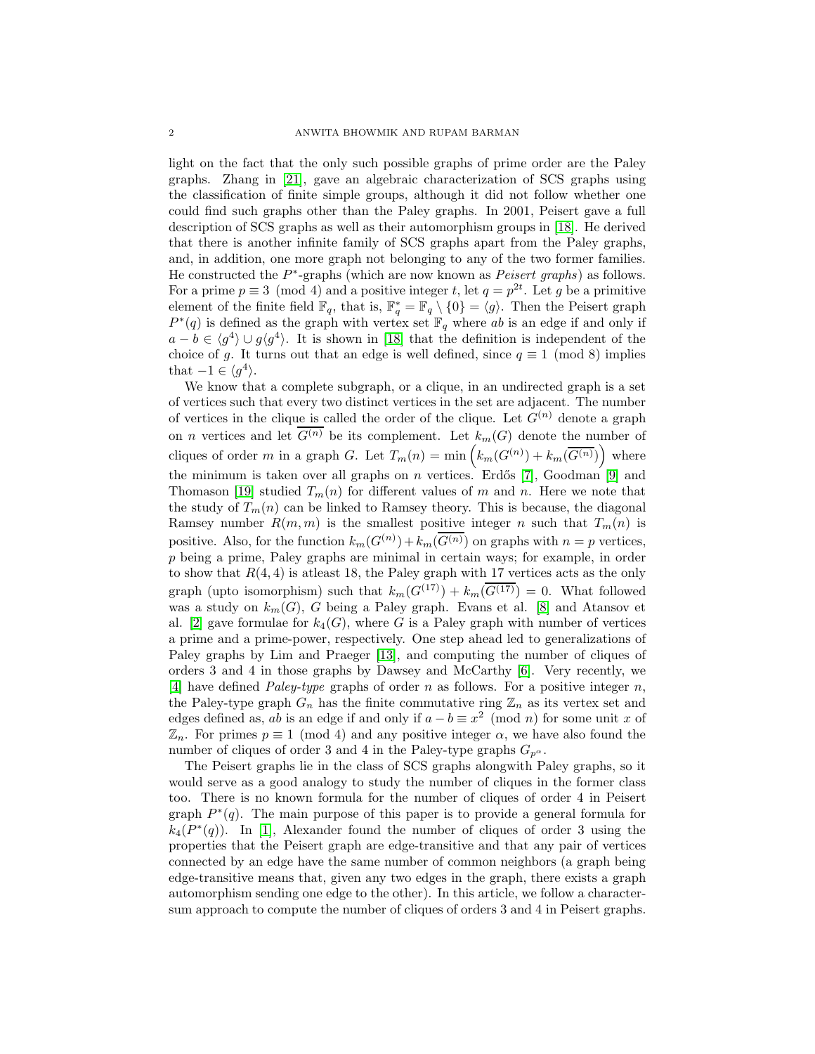light on the fact that the only such possible graphs of prime order are the Paley graphs. Zhang in [21], gave an algebraic characterization of SCS graphs using the classification of finite simple groups, although it did not follow whether one could find such graphs other than the Paley graphs. In 2001, Peisert gave a full description of SCS graphs as well as their automorphism groups in [18]. He derived that there is another infinite family of SCS graphs apart from the Paley graphs, and, in addition, one more graph not belonging to any of the two former families. He constructed the $P^*$-graphs (which are now known as *Peisert graphs*) as follows. For a prime $p \equiv 3 \pmod 4$ and a positive integer $t$, let $q = p^{2t}$. Let $g$ be a primitive element of the finite field $\mathbb{F}_q$, that is, $\mathbb{F}_q^* = \mathbb{F}_q \setminus \{0\} = \langle g \rangle$. Then the Peisert graph $P^*(q)$ is defined as the graph with vertex set $\mathbb{F}_q$ where $ab$ is an edge if and only if $a - b \in \langle g^4 \rangle \cup g\langle g^4 \rangle$. It is shown in [18] that the definition is independent of the choice of $g$. It turns out that an edge is well defined, since $q \equiv 1 \pmod 8$ implies that $-1 \in \langle g^4 \rangle$.

We know that a complete subgraph, or a clique, in an undirected graph is a set of vertices such that every two distinct vertices in the set are adjacent. The number of vertices in the clique is called the order of the clique. Let $G^{(n)}$ denote a graph on $n$ vertices and let $\overline{G^{(n)}}$ be its complement. Let $k_m(G)$ denote the number of cliques of order $m$ in a graph $G$. Let $T_m(n) = \min\left(k_m(G^{(n)}) + k_m(\overline{G^{(n)}})\right)$ where the minimum is taken over all graphs on $n$ vertices. Erdős [7], Goodman [9] and Thomason [19] studied $T_m(n)$ for different values of $m$ and $n$. Here we note that the study of $T_m(n)$ can be linked to Ramsey theory. This is because, the diagonal Ramsey number $R(m, m)$ is the smallest positive integer $n$ such that $T_m(n)$ is positive. Also, for the function $k_m(G^{(n)}) + k_m(\overline{G^{(n)}})$ on graphs with $n = p$ vertices, $p$ being a prime, Paley graphs are minimal in certain ways; for example, in order to show that $R(4, 4)$ is atleast 18, the Paley graph with 17 vertices acts as the only graph (upto isomorphism) such that $k_m(G^{(17)}) + k_m(\overline{G^{(17)}}) = 0$. What followed was a study on $k_m(G)$, $G$ being a Paley graph. Evans et al. [8] and Atansov et al. [2] gave formulae for $k_4(G)$, where $G$ is a Paley graph with number of vertices a prime and a prime-power, respectively. One step ahead led to generalizations of Paley graphs by Lim and Praeger [13], and computing the number of cliques of orders 3 and 4 in those graphs by Dawsey and McCarthy [6]. Very recently, we [4] have defined *Paley-type* graphs of order $n$ as follows. For a positive integer $n$, the Paley-type graph $G_n$ has the finite commutative ring $\mathbb{Z}_n$ as its vertex set and edges defined as, $ab$ is an edge if and only if $a - b \equiv x^2 \pmod n$ for some unit $x$ of $\mathbb{Z}_n$. For primes $p \equiv 1 \pmod 4$ and any positive integer $\alpha$, we have also found the number of cliques of order 3 and 4 in the Paley-type graphs $G_{p^\alpha}$.

The Peisert graphs lie in the class of SCS graphs alongwith Paley graphs, so it would serve as a good analogy to study the number of cliques in the former class too. There is no known formula for the number of cliques of order 4 in Peisert graph $P^*(q)$. The main purpose of this paper is to provide a general formula for $k_4(P^*(q))$. In [1], Alexander found the number of cliques of order 3 using the properties that the Peisert graph are edge-transitive and that any pair of vertices connected by an edge have the same number of common neighbors (a graph being edge-transitive means that, given any two edges in the graph, there exists a graph automorphism sending one edge to the other). In this article, we follow a character-sum approach to compute the number of cliques of orders 3 and 4 in Peisert graphs.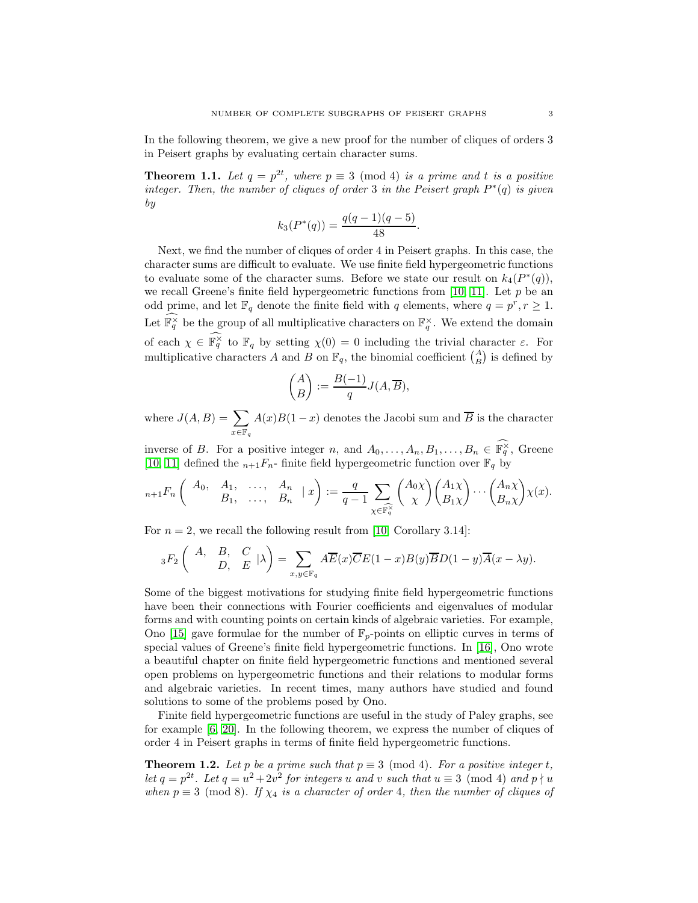In the following theorem, we give a new proof for the number of cliques of orders 3 in Peisert graphs by evaluating certain character sums.

**Theorem 1.1.** *Let $q = p^{2t}$, where $p \equiv 3 \pmod 4$ is a prime and $t$ is a positive integer. Then, the number of cliques of order 3 in the Peisert graph $P^*(q)$ is given by*

$$k_3(P^*(q)) = \frac{q(q-1)(q-5)}{48}.$$

Next, we find the number of cliques of order 4 in Peisert graphs. In this case, the character sums are difficult to evaluate. We use finite field hypergeometric functions to evaluate some of the character sums. Before we state our result on $k_4(P^*(q))$, we recall Greene's finite field hypergeometric functions from [10, 11]. Let $p$ be an odd prime, and let $\mathbb{F}_q$ denote the finite field with $q$ elements, where $q = p^r, r \geq 1$. Let $\widehat{\mathbb{F}_q^\times}$ be the group of all multiplicative characters on $\mathbb{F}_q^\times$. We extend the domain of each $\chi \in \widehat{\mathbb{F}_q^\times}$ to $\mathbb{F}_q$ by setting $\chi(0) = 0$ including the trivial character $\varepsilon$. For multiplicative characters $A$ and $B$ on $\mathbb{F}_q$, the binomial coefficient $\binom{A}{B}$ is defined by

$$\binom{A}{B} := \frac{B(-1)}{q} J(A, \overline{B}),$$

where $J(A, B) = \displaystyle\sum_{x \in \mathbb{F}_q} A(x)B(1-x)$ denotes the Jacobi sum and $\overline{B}$ is the character inverse of $B$. For a positive integer $n$, and $A_0, \ldots, A_n, B_1, \ldots, B_n \in \widehat{\mathbb{F}_q^\times}$, Greene [10, 11] defined the ${}_{n+1}F_n$- finite field hypergeometric function over $\mathbb{F}_q$ by

$${}_{n+1}F_n\left(\begin{array}{cccc} A_0, & A_1, & \ldots, & A_n \\ & B_1, & \ldots, & B_n \end{array} \mid x\right) := \frac{q}{q-1} \sum_{\chi \in \widehat{\mathbb{F}_q^\times}} \binom{A_0\chi}{\chi}\binom{A_1\chi}{B_1\chi} \cdots \binom{A_n\chi}{B_n\chi}\chi(x).$$

For $n = 2$, we recall the following result from [10, Corollary 3.14]:

$${}_3F_2\left(\begin{array}{ccc} A, & B, & C \\ & D, & E \end{array} \mid \lambda\right) = \sum_{x,y \in \mathbb{F}_q} A\overline{E}(x)\overline{C}E(1-x)B(y)\overline{B}D(1-y)\overline{A}(x - \lambda y).$$

Some of the biggest motivations for studying finite field hypergeometric functions have been their connections with Fourier coefficients and eigenvalues of modular forms and with counting points on certain kinds of algebraic varieties. For example, Ono [15] gave formulae for the number of $\mathbb{F}_p$-points on elliptic curves in terms of special values of Greene's finite field hypergeometric functions. In [16], Ono wrote a beautiful chapter on finite field hypergeometric functions and mentioned several open problems on hypergeometric functions and their relations to modular forms and algebraic varieties. In recent times, many authors have studied and found solutions to some of the problems posed by Ono.

Finite field hypergeometric functions are useful in the study of Paley graphs, see for example [6, 20]. In the following theorem, we express the number of cliques of order 4 in Peisert graphs in terms of finite field hypergeometric functions.

**Theorem 1.2.** *Let $p$ be a prime such that $p \equiv 3 \pmod 4$. For a positive integer $t$, let $q = p^{2t}$. Let $q = u^2 + 2v^2$ for integers $u$ and $v$ such that $u \equiv 3 \pmod 4$ and $p \nmid u$ when $p \equiv 3 \pmod 8$. If $\chi_4$ is a character of order 4, then the number of cliques of*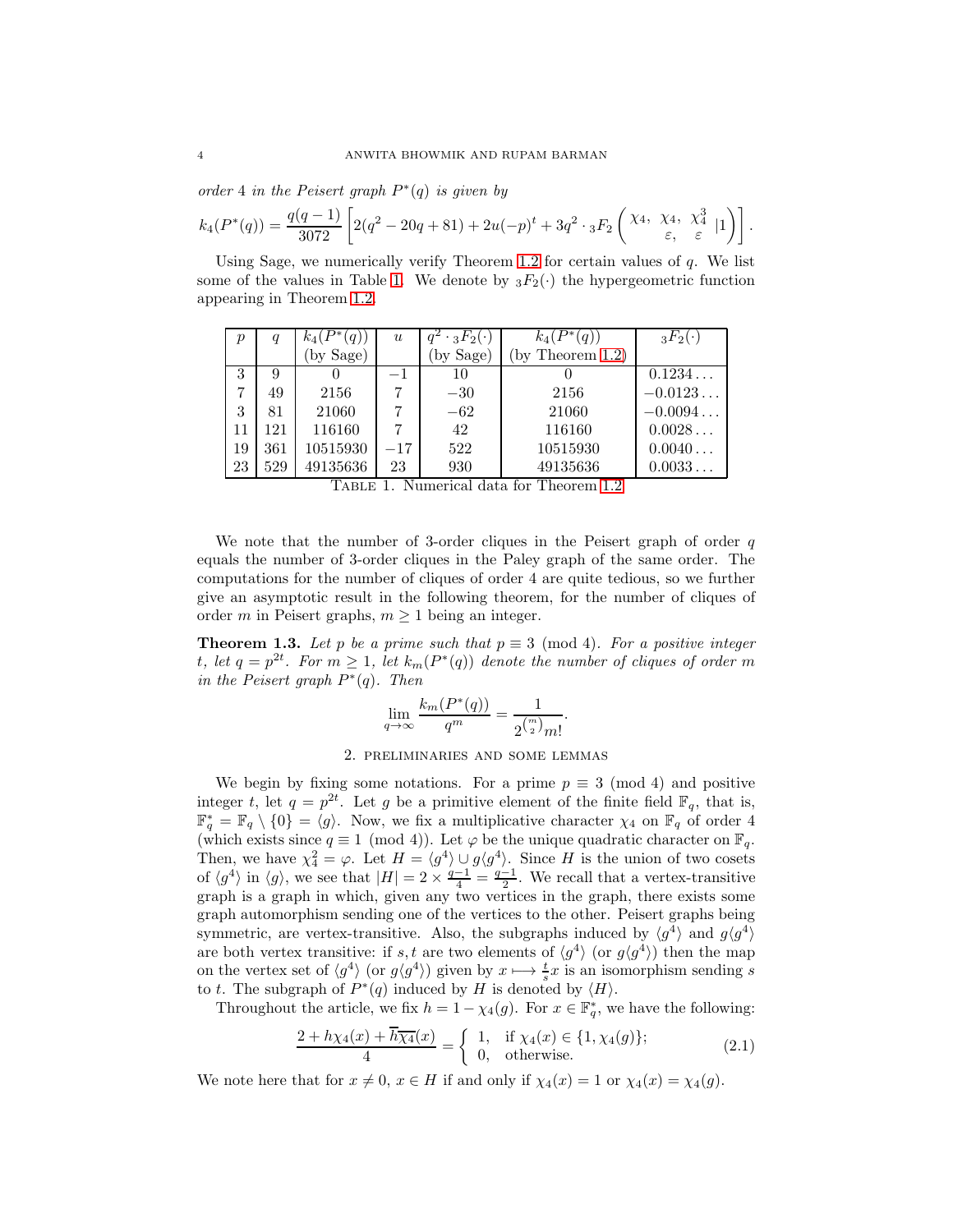*order 4 in the Peisert graph $P^*(q)$ is given by*

$$k_4(P^*(q)) = \frac{q(q-1)}{3072}\left[2(q^2-20q+81)+2u(-p)^t+3q^2\cdot {}_3F_2\left(\begin{matrix}\chi_4, & \chi_4, & \chi_4^3\\ & \varepsilon, & \varepsilon\end{matrix}\ \Big|1\right)\right].$$

Using Sage, we numerically verify Theorem 1.2 for certain values of $q$. We list some of the values in Table 1. We denote by ${}_3F_2(\cdot)$ the hypergeometric function appearing in Theorem 1.2.

| $p$ | $q$ | $k_4(P^*(q))$ (by Sage) | $u$ | $q^2\cdot {}_3F_2(\cdot)$ (by Sage) | $k_4(P^*(q))$ (by Theorem 1.2) | ${}_3F_2(\cdot)$ |
|---|---|---|---|---|---|---|
| 3 | 9 | 0 | $-1$ | 10 | 0 | $0.1234\ldots$ |
| 7 | 49 | 2156 | 7 | $-30$ | 2156 | $-0.0123\ldots$ |
| 3 | 81 | 21060 | 7 | $-62$ | 21060 | $-0.0094\ldots$ |
| 11 | 121 | 116160 | 7 | 42 | 116160 | $0.0028\ldots$ |
| 19 | 361 | 10515930 | $-17$ | 522 | 10515930 | $0.0040\ldots$ |
| 23 | 529 | 49135636 | 23 | 930 | 49135636 | $0.0033\ldots$ |

Table 1. Numerical data for Theorem 1.2

We note that the number of 3-order cliques in the Peisert graph of order $q$ equals the number of 3-order cliques in the Paley graph of the same order. The computations for the number of cliques of order 4 are quite tedious, so we further give an asymptotic result in the following theorem, for the number of cliques of order $m$ in Peisert graphs, $m \geq 1$ being an integer.

**Theorem 1.3.** *Let $p$ be a prime such that $p \equiv 3 \pmod 4$. For a positive integer $t$, let $q = p^{2t}$. For $m \geq 1$, let $k_m(P^*(q))$ denote the number of cliques of order $m$ in the Peisert graph $P^*(q)$. Then*

$$\lim_{q\to\infty}\frac{k_m(P^*(q))}{q^m} = \frac{1}{2^{\binom{m}{2}}m!}.$$

## 2. Preliminaries and some lemmas

We begin by fixing some notations. For a prime $p \equiv 3 \pmod 4$ and positive integer $t$, let $q = p^{2t}$. Let $g$ be a primitive element of the finite field $\mathbb{F}_q$, that is, $\mathbb{F}_q^* = \mathbb{F}_q \setminus \{0\} = \langle g\rangle$. Now, we fix a multiplicative character $\chi_4$ on $\mathbb{F}_q$ of order 4 (which exists since $q \equiv 1 \pmod 4$). Let $\varphi$ be the unique quadratic character on $\mathbb{F}_q$. Then, we have $\chi_4^2 = \varphi$. Let $H = \langle g^4\rangle \cup g\langle g^4\rangle$. Since $H$ is the union of two cosets of $\langle g^4\rangle$ in $\langle g\rangle$, we see that $|H| = 2\times\frac{q-1}{4} = \frac{q-1}{2}$. We recall that a vertex-transitive graph is a graph in which, given any two vertices in the graph, there exists some graph automorphism sending one of the vertices to the other. Peisert graphs being symmetric, are vertex-transitive. Also, the subgraphs induced by $\langle g^4\rangle$ and $g\langle g^4\rangle$ are both vertex transitive: if $s,t$ are two elements of $\langle g^4\rangle$ (or $g\langle g^4\rangle$) then the map on the vertex set of $\langle g^4\rangle$ (or $g\langle g^4\rangle$) given by $x \longmapsto \frac{t}{s}x$ is an isomorphism sending $s$ to $t$. The subgraph of $P^*(q)$ induced by $H$ is denoted by $\langle H\rangle$.

Throughout the article, we fix $h = 1-\chi_4(g)$. For $x \in \mathbb{F}_q^*$, we have the following:

$$\frac{2+h\chi_4(x)+\overline{h}\overline{\chi_4}(x)}{4} = \begin{cases} 1, & \text{if } \chi_4(x)\in\{1,\chi_4(g)\};\\ 0, & \text{otherwise.}\end{cases} \tag{2.1}$$

We note here that for $x \neq 0$, $x \in H$ if and only if $\chi_4(x) = 1$ or $\chi_4(x) = \chi_4(g)$.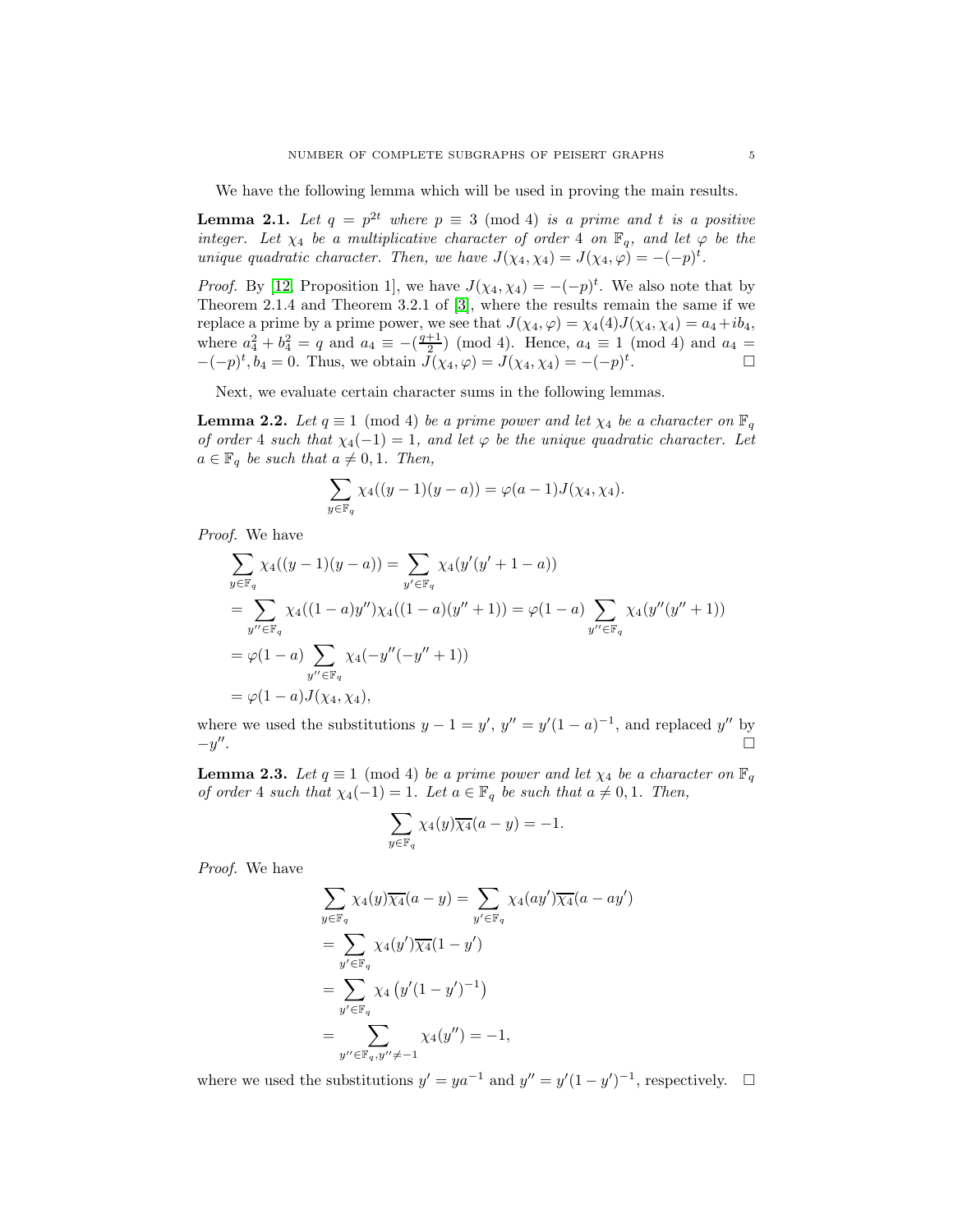We have the following lemma which will be used in proving the main results.

**Lemma 2.1.** *Let $q = p^{2t}$ where $p \equiv 3 \pmod 4$ is a prime and $t$ is a positive integer. Let $\chi_4$ be a multiplicative character of order 4 on $\mathbb{F}_q$, and let $\varphi$ be the unique quadratic character. Then, we have $J(\chi_4, \chi_4) = J(\chi_4, \varphi) = -(-p)^t$.*

*Proof.* By [12, Proposition 1], we have $J(\chi_4, \chi_4) = -(-p)^t$. We also note that by Theorem 2.1.4 and Theorem 3.2.1 of [3], where the results remain the same if we replace a prime by a prime power, we see that $J(\chi_4, \varphi) = \chi_4(4)J(\chi_4, \chi_4) = a_4 + ib_4$, where $a_4^2 + b_4^2 = q$ and $a_4 \equiv -(\frac{q+1}{2}) \pmod 4$. Hence, $a_4 \equiv 1 \pmod 4$ and $a_4 = -(-p)^t, b_4 = 0$. Thus, we obtain $J(\chi_4, \varphi) = J(\chi_4, \chi_4) = -(-p)^t$. $\square$

Next, we evaluate certain character sums in the following lemmas.

**Lemma 2.2.** *Let $q \equiv 1 \pmod 4$ be a prime power and let $\chi_4$ be a character on $\mathbb{F}_q$ of order 4 such that $\chi_4(-1) = 1$, and let $\varphi$ be the unique quadratic character. Let $a \in \mathbb{F}_q$ be such that $a \neq 0, 1$. Then,*

$$\sum_{y \in \mathbb{F}_q} \chi_4((y-1)(y-a)) = \varphi(a-1)J(\chi_4, \chi_4).$$

*Proof.* We have

$$\begin{aligned}
&\sum_{y \in \mathbb{F}_q} \chi_4((y-1)(y-a)) = \sum_{y' \in \mathbb{F}_q} \chi_4(y'(y'+1-a)) \\
&= \sum_{y'' \in \mathbb{F}_q} \chi_4((1-a)y'')\chi_4((1-a)(y''+1)) = \varphi(1-a) \sum_{y'' \in \mathbb{F}_q} \chi_4(y''(y''+1)) \\
&= \varphi(1-a) \sum_{y'' \in \mathbb{F}_q} \chi_4(-y''(-y''+1)) \\
&= \varphi(1-a)J(\chi_4, \chi_4),
\end{aligned}$$

where we used the substitutions $y - 1 = y'$, $y'' = y'(1-a)^{-1}$, and replaced $y''$ by $-y''$. $\square$

**Lemma 2.3.** *Let $q \equiv 1 \pmod 4$ be a prime power and let $\chi_4$ be a character on $\mathbb{F}_q$ of order 4 such that $\chi_4(-1) = 1$. Let $a \in \mathbb{F}_q$ be such that $a \neq 0, 1$. Then,*

$$\sum_{y \in \mathbb{F}_q} \chi_4(y)\overline{\chi_4}(a-y) = -1.$$

*Proof.* We have

$$\begin{aligned}
\sum_{y \in \mathbb{F}_q} \chi_4(y)\overline{\chi_4}(a-y) &= \sum_{y' \in \mathbb{F}_q} \chi_4(ay')\overline{\chi_4}(a-ay') \\
&= \sum_{y' \in \mathbb{F}_q} \chi_4(y')\overline{\chi_4}(1-y') \\
&= \sum_{y' \in \mathbb{F}_q} \chi_4\left(y'(1-y')^{-1}\right) \\
&= \sum_{y'' \in \mathbb{F}_q, y'' \neq -1} \chi_4(y'') = -1,
\end{aligned}$$

where we used the substitutions $y' = ya^{-1}$ and $y'' = y'(1-y')^{-1}$, respectively. $\square$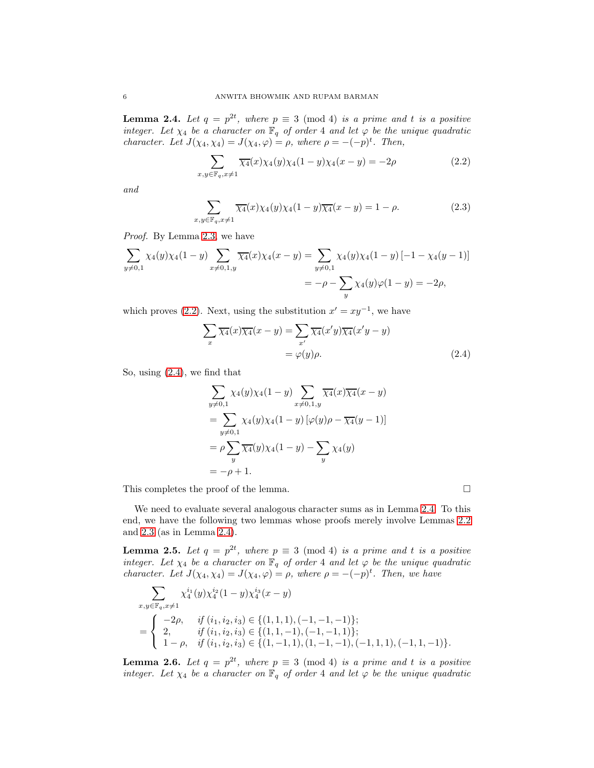**Lemma 2.4.** *Let $q = p^{2t}$, where $p \equiv 3 \pmod 4$ is a prime and $t$ is a positive integer. Let $\chi_4$ be a character on $\mathbb{F}_q$ of order 4 and let $\varphi$ be the unique quadratic character. Let $J(\chi_4, \chi_4) = J(\chi_4, \varphi) = \rho$, where $\rho = -(-p)^t$. Then,*

$$\sum_{x,y \in \mathbb{F}_q, x \neq 1} \overline{\chi_4}(x)\chi_4(y)\chi_4(1-y)\chi_4(x-y) = -2\rho \tag{2.2}$$

*and*

$$\sum_{x,y \in \mathbb{F}_q, x \neq 1} \overline{\chi_4}(x)\chi_4(y)\chi_4(1-y)\overline{\chi_4}(x-y) = 1-\rho. \tag{2.3}$$

*Proof.* By Lemma 2.3, we have

$$\begin{aligned}
\sum_{y \neq 0,1} \chi_4(y)\chi_4(1-y) \sum_{x \neq 0,1,y} \overline{\chi_4}(x)\chi_4(x-y) &= \sum_{y \neq 0,1} \chi_4(y)\chi_4(1-y)\left[-1-\chi_4(y-1)\right] \\
&= -\rho - \sum_{y} \chi_4(y)\varphi(1-y) = -2\rho,
\end{aligned}$$

which proves (2.2). Next, using the substitution $x' = xy^{-1}$, we have

$$\begin{aligned}
\sum_{x} \overline{\chi_4}(x)\overline{\chi_4}(x-y) &= \sum_{x'} \overline{\chi_4}(x'y)\overline{\chi_4}(x'y-y) \\
&= \varphi(y)\rho.
\end{aligned} \tag{2.4}$$

So, using (2.4), we find that

$$\begin{aligned}
&\sum_{y \neq 0,1} \chi_4(y)\chi_4(1-y) \sum_{x \neq 0,1,y} \overline{\chi_4}(x)\overline{\chi_4}(x-y) \\
&= \sum_{y \neq 0,1} \chi_4(y)\chi_4(1-y)\left[\varphi(y)\rho - \overline{\chi_4}(y-1)\right] \\
&= \rho \sum_{y} \overline{\chi_4}(y)\chi_4(1-y) - \sum_{y} \chi_4(y) \\
&= -\rho + 1.
\end{aligned}$$

This completes the proof of the lemma. □

We need to evaluate several analogous character sums as in Lemma 2.4. To this end, we have the following two lemmas whose proofs merely involve Lemmas 2.2 and 2.3 (as in Lemma 2.4).

**Lemma 2.5.** *Let $q = p^{2t}$, where $p \equiv 3 \pmod 4$ is a prime and $t$ is a positive integer. Let $\chi_4$ be a character on $\mathbb{F}_q$ of order 4 and let $\varphi$ be the unique quadratic character. Let $J(\chi_4, \chi_4) = J(\chi_4, \varphi) = \rho$, where $\rho = -(-p)^t$. Then, we have*

$$\begin{aligned}
&\sum_{x,y \in \mathbb{F}_q, x \neq 1} \chi_4^{i_1}(y)\chi_4^{i_2}(1-y)\chi_4^{i_3}(x-y) \\
&= \begin{cases} -2\rho, & \text{if } (i_1,i_2,i_3) \in \{(1,1,1),(-1,-1,-1)\}; \\ 2, & \text{if } (i_1,i_2,i_3) \in \{(1,1,-1),(-1,-1,1)\}; \\ 1-\rho, & \text{if } (i_1,i_2,i_3) \in \{(1,-1,1),(1,-1,-1),(-1,1,1),(-1,1,-1)\}. \end{cases}
\end{aligned}$$

**Lemma 2.6.** *Let $q = p^{2t}$, where $p \equiv 3 \pmod 4$ is a prime and $t$ is a positive integer. Let $\chi_4$ be a character on $\mathbb{F}_q$ of order 4 and let $\varphi$ be the unique quadratic*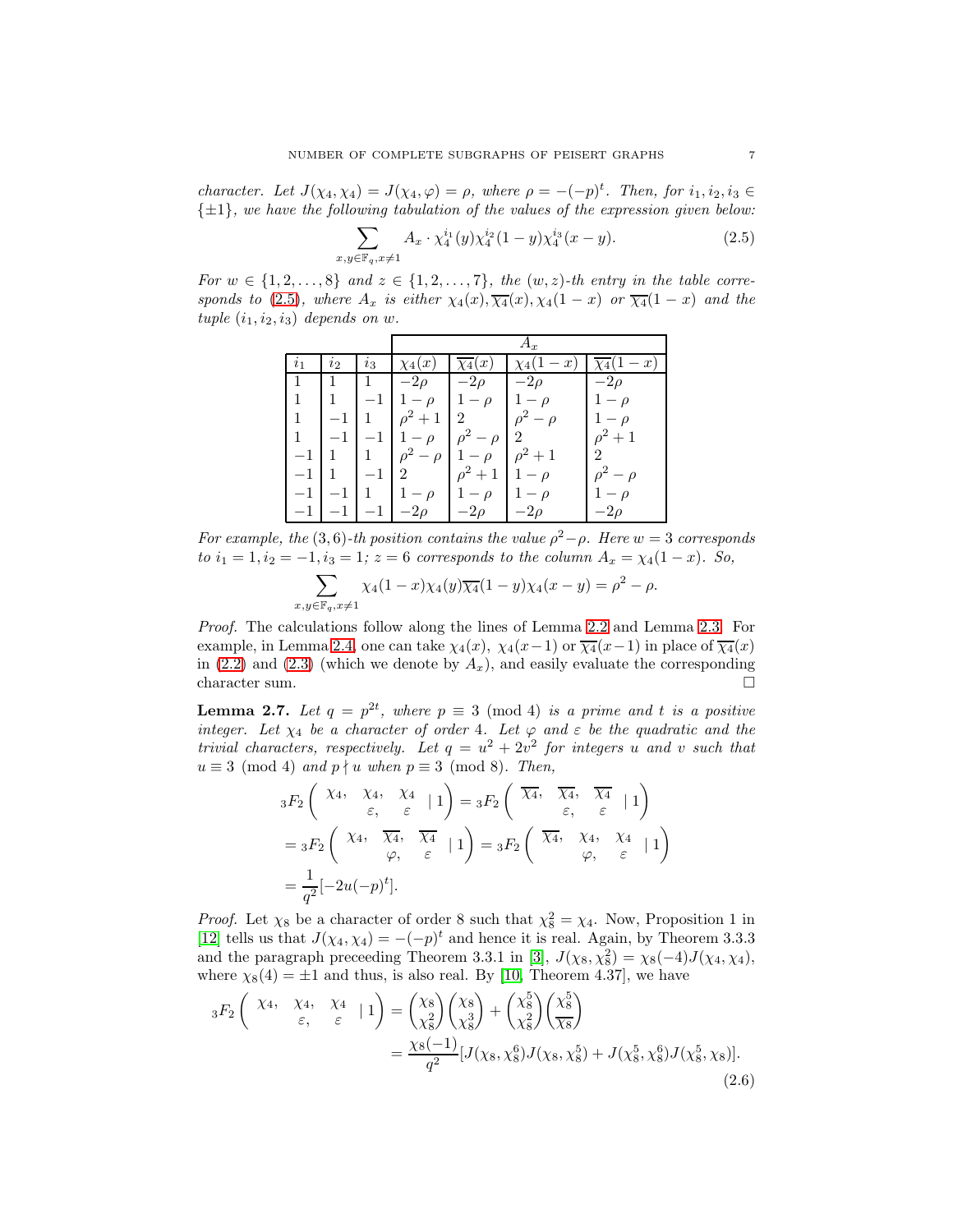*character. Let $J(\chi_4,\chi_4)=J(\chi_4,\varphi)=\rho$, where $\rho=-(-p)^t$. Then, for $i_1,i_2,i_3\in\{\pm1\}$, we have the following tabulation of the values of the expression given below:*

$$\sum_{x,y\in\mathbb{F}_q,x\neq1} A_x\cdot\chi_4^{i_1}(y)\chi_4^{i_2}(1-y)\chi_4^{i_3}(x-y). \tag{2.5}$$

*For $w\in\{1,2,\ldots,8\}$ and $z\in\{1,2,\ldots,7\}$, the $(w,z)$-th entry in the table corresponds to (2.5), where $A_x$ is either $\chi_4(x),\overline{\chi_4}(x),\chi_4(1-x)$ or $\overline{\chi_4}(1-x)$ and the tuple $(i_1,i_2,i_3)$ depends on $w$.*

| | | | $A_x$ | | | |
|---|---|---|---|---|---|---|
| $i_1$ | $i_2$ | $i_3$ | $\chi_4(x)$ | $\overline{\chi_4}(x)$ | $\chi_4(1-x)$ | $\overline{\chi_4}(1-x)$ |
| $1$ | $1$ | $1$ | $-2\rho$ | $-2\rho$ | $-2\rho$ | $-2\rho$ |
| $1$ | $1$ | $-1$ | $1-\rho$ | $1-\rho$ | $1-\rho$ | $1-\rho$ |
| $1$ | $-1$ | $1$ | $\rho^2+1$ | $2$ | $\rho^2-\rho$ | $1-\rho$ |
| $1$ | $-1$ | $-1$ | $1-\rho$ | $\rho^2-\rho$ | $2$ | $\rho^2+1$ |
| $-1$ | $1$ | $1$ | $\rho^2-\rho$ | $1-\rho$ | $\rho^2+1$ | $2$ |
| $-1$ | $1$ | $-1$ | $2$ | $\rho^2+1$ | $1-\rho$ | $\rho^2-\rho$ |
| $-1$ | $-1$ | $1$ | $1-\rho$ | $1-\rho$ | $1-\rho$ | $1-\rho$ |
| $-1$ | $-1$ | $-1$ | $-2\rho$ | $-2\rho$ | $-2\rho$ | $-2\rho$ |

*For example, the $(3,6)$-th position contains the value $\rho^2-\rho$. Here $w=3$ corresponds to $i_1=1,i_2=-1,i_3=1$; $z=6$ corresponds to the column $A_x=\chi_4(1-x)$. So,*

$$\sum_{x,y\in\mathbb{F}_q,x\neq1}\chi_4(1-x)\chi_4(y)\overline{\chi_4}(1-y)\chi_4(x-y)=\rho^2-\rho.$$

*Proof.* The calculations follow along the lines of Lemma 2.2 and Lemma 2.3. For example, in Lemma 2.4, one can take $\chi_4(x)$, $\chi_4(x-1)$ or $\overline{\chi_4}(x-1)$ in place of $\overline{\chi_4}(x)$ in (2.2) and (2.3) (which we denote by $A_x$), and easily evaluate the corresponding character sum. □

**Lemma 2.7.** *Let $q=p^{2t}$, where $p\equiv 3\pmod 4$ is a prime and $t$ is a positive integer. Let $\chi_4$ be a character of order 4. Let $\varphi$ and $\varepsilon$ be the quadratic and the trivial characters, respectively. Let $q=u^2+2v^2$ for integers $u$ and $v$ such that $u\equiv 3\pmod 4$ and $p\nmid u$ when $p\equiv 3\pmod 8$. Then,*

$$
\begin{aligned}
{}_3F_2\left(\begin{matrix}\chi_4, & \chi_4, & \chi_4\\ & \varepsilon, & \varepsilon\end{matrix}\mid 1\right) &= {}_3F_2\left(\begin{matrix}\overline{\chi_4}, & \overline{\chi_4}, & \overline{\chi_4}\\ & \varepsilon, & \varepsilon\end{matrix}\mid 1\right)\\
&= {}_3F_2\left(\begin{matrix}\chi_4, & \overline{\chi_4}, & \overline{\chi_4}\\ & \varphi, & \varepsilon\end{matrix}\mid 1\right) = {}_3F_2\left(\begin{matrix}\overline{\chi_4}, & \chi_4, & \chi_4\\ & \varphi, & \varepsilon\end{matrix}\mid 1\right)\\
&= \frac{1}{q^2}[-2u(-p)^t].
\end{aligned}
$$

*Proof.* Let $\chi_8$ be a character of order 8 such that $\chi_8^2=\chi_4$. Now, Proposition 1 in [12] tells us that $J(\chi_4,\chi_4)=-(-p)^t$ and hence it is real. Again, by Theorem 3.3.3 and the paragraph preceeding Theorem 3.3.1 in [3], $J(\chi_8,\chi_8^2)=\chi_8(-4)J(\chi_4,\chi_4)$, where $\chi_8(4)=\pm1$ and thus, is also real. By [10, Theorem 4.37], we have

$$
\begin{aligned}
{}_3F_2\left(\begin{matrix}\chi_4, & \chi_4, & \chi_4\\ & \varepsilon, & \varepsilon\end{matrix}\mid 1\right) &= \binom{\chi_8}{\chi_8^2}\binom{\chi_8}{\chi_8^3}+\binom{\chi_8^5}{\chi_8^2}\binom{\chi_8^5}{\overline{\chi_8}}\\
&= \frac{\chi_8(-1)}{q^2}[J(\chi_8,\chi_8^6)J(\chi_8,\chi_8^5)+J(\chi_8^5,\chi_8^6)J(\chi_8^5,\chi_8)].
\end{aligned}
\tag{2.6}
$$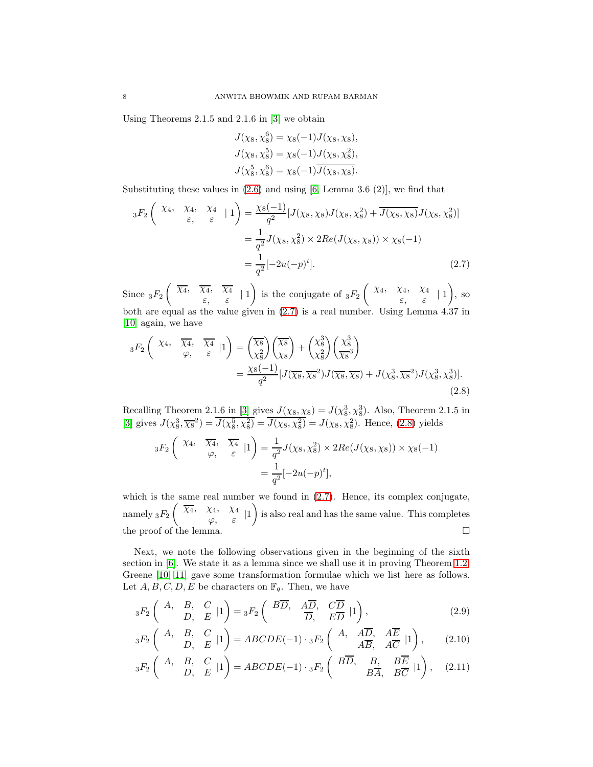Using Theorems 2.1.5 and 2.1.6 in [3] we obtain

$$J(\chi_8, \chi_8^6) = \chi_8(-1) J(\chi_8, \chi_8),$$
$$J(\chi_8, \chi_8^5) = \chi_8(-1) J(\chi_8, \chi_8^2),$$
$$J(\chi_8^5, \chi_8^6) = \chi_8(-1) \overline{J(\chi_8, \chi_8)}.$$

Substituting these values in (2.6) and using [6, Lemma 3.6 (2)], we find that

$$\begin{aligned}
{}_3F_2\left(\begin{matrix}\chi_4, & \chi_4, & \chi_4 \\ & \varepsilon, & \varepsilon\end{matrix} \mid 1\right) &= \frac{\chi_8(-1)}{q^2}[J(\chi_8,\chi_8)J(\chi_8,\chi_8^2) + \overline{J(\chi_8,\chi_8)}J(\chi_8,\chi_8^2)] \\
&= \frac{1}{q^2}J(\chi_8,\chi_8^2) \times 2Re(J(\chi_8,\chi_8)) \times \chi_8(-1) \\
&= \frac{1}{q^2}[-2u(-p)^t]. \qquad (2.7)
\end{aligned}$$

Since ${}_3F_2\left(\begin{matrix}\overline{\chi_4}, & \overline{\chi_4}, & \overline{\chi_4} \\ & \varepsilon, & \varepsilon\end{matrix} \mid 1\right)$ is the conjugate of ${}_3F_2\left(\begin{matrix}\chi_4, & \chi_4, & \chi_4 \\ & \varepsilon, & \varepsilon\end{matrix} \mid 1\right)$, so both are equal as the value given in (2.7) is a real number. Using Lemma 4.37 in [10] again, we have

$$\begin{aligned}
{}_3F_2\left(\begin{matrix}\chi_4, & \overline{\chi_4}, & \overline{\chi_4} \\ & \varphi, & \varepsilon\end{matrix} \mid 1\right) &= \binom{\overline{\chi_8}}{\chi_8^2}\binom{\overline{\chi_8}}{\chi_8} + \binom{\chi_8^3}{\chi_8^2}\binom{\chi_8^3}{\overline{\chi_8}^3} \\
&= \frac{\chi_8(-1)}{q^2}[J(\overline{\chi_8},\overline{\chi_8}^2)J(\overline{\chi_8},\overline{\chi_8}) + J(\chi_8^3,\overline{\chi_8}^2)J(\chi_8^3,\chi_8^3)]. \qquad (2.8)
\end{aligned}$$

Recalling Theorem 2.1.6 in [3] gives $J(\chi_8,\chi_8) = J(\chi_8^3,\chi_8^3)$. Also, Theorem 2.1.5 in [3] gives $J(\chi_8^3,\overline{\chi_8}^2) = \overline{J(\chi_8^5,\chi_8^2)} = \overline{J(\chi_8,\chi_8^2)} = J(\chi_8,\chi_8^2)$. Hence, (2.8) yields

$$\begin{aligned}
{}_3F_2\left(\begin{matrix}\chi_4, & \overline{\chi_4}, & \overline{\chi_4} \\ & \varphi, & \varepsilon\end{matrix} \mid 1\right) &= \frac{1}{q^2}J(\chi_8,\chi_8^2) \times 2Re(J(\chi_8,\chi_8)) \times \chi_8(-1) \\
&= \frac{1}{q^2}[-2u(-p)^t],
\end{aligned}$$

which is the same real number we found in (2.7). Hence, its complex conjugate, namely ${}_3F_2\left(\begin{matrix}\overline{\chi_4}, & \chi_4, & \chi_4 \\ & \varphi, & \varepsilon\end{matrix} \mid 1\right)$ is also real and has the same value. This completes the proof of the lemma. □

Next, we note the following observations given in the beginning of the sixth section in [6]. We state it as a lemma since we shall use it in proving Theorem 1.2. Greene [10, 11] gave some transformation formulae which we list here as follows. Let $A, B, C, D, E$ be characters on $\mathbb{F}_q$. Then, we have

$$ {}_3F_2\left(\begin{matrix}A, & B, & C \\ & D, & E\end{matrix} \mid 1\right) = {}_3F_2\left(\begin{matrix}B\overline{D}, & A\overline{D}, & C\overline{D} \\ & \overline{D}, & E\overline{D}\end{matrix} \mid 1\right), \qquad (2.9)$$

$$ {}_3F_2\left(\begin{matrix}A, & B, & C \\ & D, & E\end{matrix} \mid 1\right) = ABCDE(-1) \cdot {}_3F_2\left(\begin{matrix}A, & A\overline{D}, & A\overline{E} \\ & A\overline{B}, & A\overline{C}\end{matrix} \mid 1\right), \qquad (2.10)$$

$$ {}_3F_2\left(\begin{matrix}A, & B, & C \\ & D, & E\end{matrix} \mid 1\right) = ABCDE(-1) \cdot {}_3F_2\left(\begin{matrix}B\overline{D}, & B, & B\overline{E} \\ & B\overline{A}, & B\overline{C}\end{matrix} \mid 1\right), \qquad (2.11)$$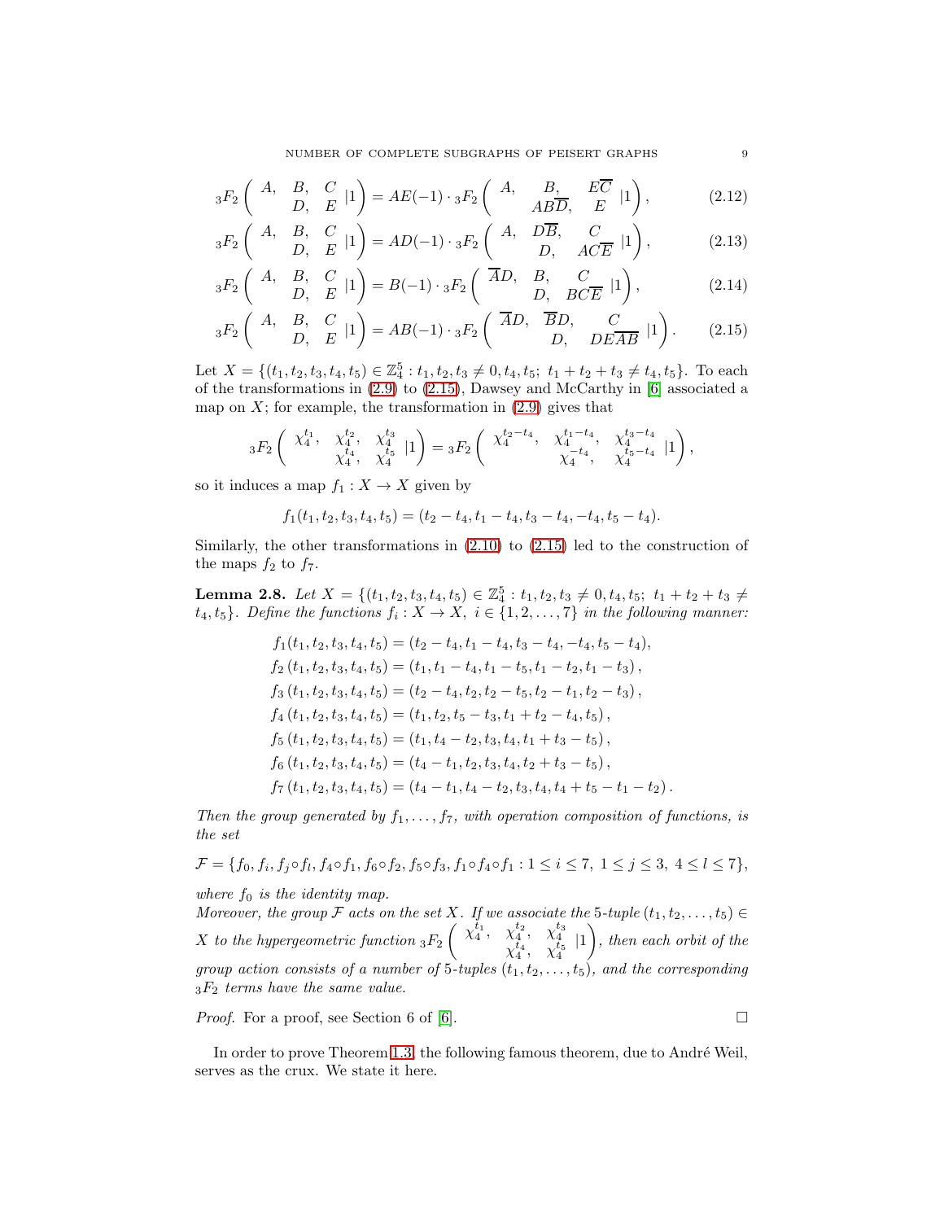$$
{}_3F_2\left(\begin{matrix} A, & B, & C \\ & D, & E \end{matrix} \Big| 1\right) = AE(-1) \cdot {}_3F_2\left(\begin{matrix} A, & B, & E\overline{C} \\ & AB\overline{D}, & E \end{matrix} \Big| 1\right), \tag{2.12}
$$

$$
{}_3F_2\left(\begin{matrix} A, & B, & C \\ & D, & E \end{matrix} \Big| 1\right) = AD(-1) \cdot {}_3F_2\left(\begin{matrix} A, & D\overline{B}, & C \\ & D, & AC\overline{E} \end{matrix} \Big| 1\right), \tag{2.13}
$$

$$
{}_3F_2\left(\begin{matrix} A, & B, & C \\ & D, & E \end{matrix} \Big| 1\right) = B(-1) \cdot {}_3F_2\left(\begin{matrix} \overline{A}D, & B, & C \\ & D, & BC\overline{E} \end{matrix} \Big| 1\right), \tag{2.14}
$$

$$
{}_3F_2\left(\begin{matrix} A, & B, & C \\ & D, & E \end{matrix} \Big| 1\right) = AB(-1) \cdot {}_3F_2\left(\begin{matrix} \overline{A}D, & \overline{B}D, & C \\ & D, & DE\overline{AB} \end{matrix} \Big| 1\right). \tag{2.15}
$$

Let $X = \{(t_1, t_2, t_3, t_4, t_5) \in \mathbb{Z}_4^5 : t_1, t_2, t_3 \neq 0, t_4, t_5;\ t_1 + t_2 + t_3 \neq t_4, t_5\}$. To each of the transformations in (2.9) to (2.15), Dawsey and McCarthy in [6] associated a map on $X$; for example, the transformation in (2.9) gives that

$$
{}_3F_2\left(\begin{matrix} \chi_4^{t_1}, & \chi_4^{t_2}, & \chi_4^{t_3} \\ & \chi_4^{t_4}, & \chi_4^{t_5} \end{matrix} \Big| 1\right) = {}_3F_2\left(\begin{matrix} \chi_4^{t_2-t_4}, & \chi_4^{t_1-t_4}, & \chi_4^{t_3-t_4} \\ & \chi_4^{-t_4}, & \chi_4^{t_5-t_4} \end{matrix} \Big| 1\right),
$$

so it induces a map $f_1 : X \to X$ given by

$$
f_1(t_1, t_2, t_3, t_4, t_5) = (t_2 - t_4, t_1 - t_4, t_3 - t_4, -t_4, t_5 - t_4).
$$

Similarly, the other transformations in (2.10) to (2.15) led to the construction of the maps $f_2$ to $f_7$.

**Lemma 2.8.** *Let $X = \{(t_1, t_2, t_3, t_4, t_5) \in \mathbb{Z}_4^5 : t_1, t_2, t_3 \neq 0, t_4, t_5;\ t_1 + t_2 + t_3 \neq t_4, t_5\}$. Define the functions $f_i : X \to X,\ i \in \{1, 2, \ldots, 7\}$ in the following manner:*

$$
\begin{aligned}
f_1(t_1, t_2, t_3, t_4, t_5) &= (t_2 - t_4, t_1 - t_4, t_3 - t_4, -t_4, t_5 - t_4), \\
f_2(t_1, t_2, t_3, t_4, t_5) &= (t_1, t_1 - t_4, t_1 - t_5, t_1 - t_2, t_1 - t_3), \\
f_3(t_1, t_2, t_3, t_4, t_5) &= (t_2 - t_4, t_2, t_2 - t_5, t_2 - t_1, t_2 - t_3), \\
f_4(t_1, t_2, t_3, t_4, t_5) &= (t_1, t_2, t_5 - t_3, t_1 + t_2 - t_4, t_5), \\
f_5(t_1, t_2, t_3, t_4, t_5) &= (t_1, t_4 - t_2, t_3, t_4, t_1 + t_3 - t_5), \\
f_6(t_1, t_2, t_3, t_4, t_5) &= (t_4 - t_1, t_2, t_3, t_4, t_2 + t_3 - t_5), \\
f_7(t_1, t_2, t_3, t_4, t_5) &= (t_4 - t_1, t_4 - t_2, t_3, t_4, t_4 + t_5 - t_1 - t_2).
\end{aligned}
$$

*Then the group generated by $f_1, \ldots, f_7$, with operation composition of functions, is the set*

$$
\mathcal{F} = \{f_0, f_i, f_j \circ f_l, f_4 \circ f_1, f_6 \circ f_2, f_5 \circ f_3, f_1 \circ f_4 \circ f_1 : 1 \leq i \leq 7,\ 1 \leq j \leq 3,\ 4 \leq l \leq 7\},
$$

*where $f_0$ is the identity map.*
*Moreover, the group $\mathcal{F}$ acts on the set $X$. If we associate the 5-tuple $(t_1, t_2, \ldots, t_5) \in X$ to the hypergeometric function ${}_3F_2\left(\begin{matrix} \chi_4^{t_1}, & \chi_4^{t_2}, & \chi_4^{t_3} \\ & \chi_4^{t_4}, & \chi_4^{t_5} \end{matrix} \Big| 1\right)$, then each orbit of the group action consists of a number of 5-tuples $(t_1, t_2, \ldots, t_5)$, and the corresponding ${}_3F_2$ terms have the same value.*

*Proof.* For a proof, see Section 6 of [6]. □

In order to prove Theorem 1.3, the following famous theorem, due to André Weil, serves as the crux. We state it here.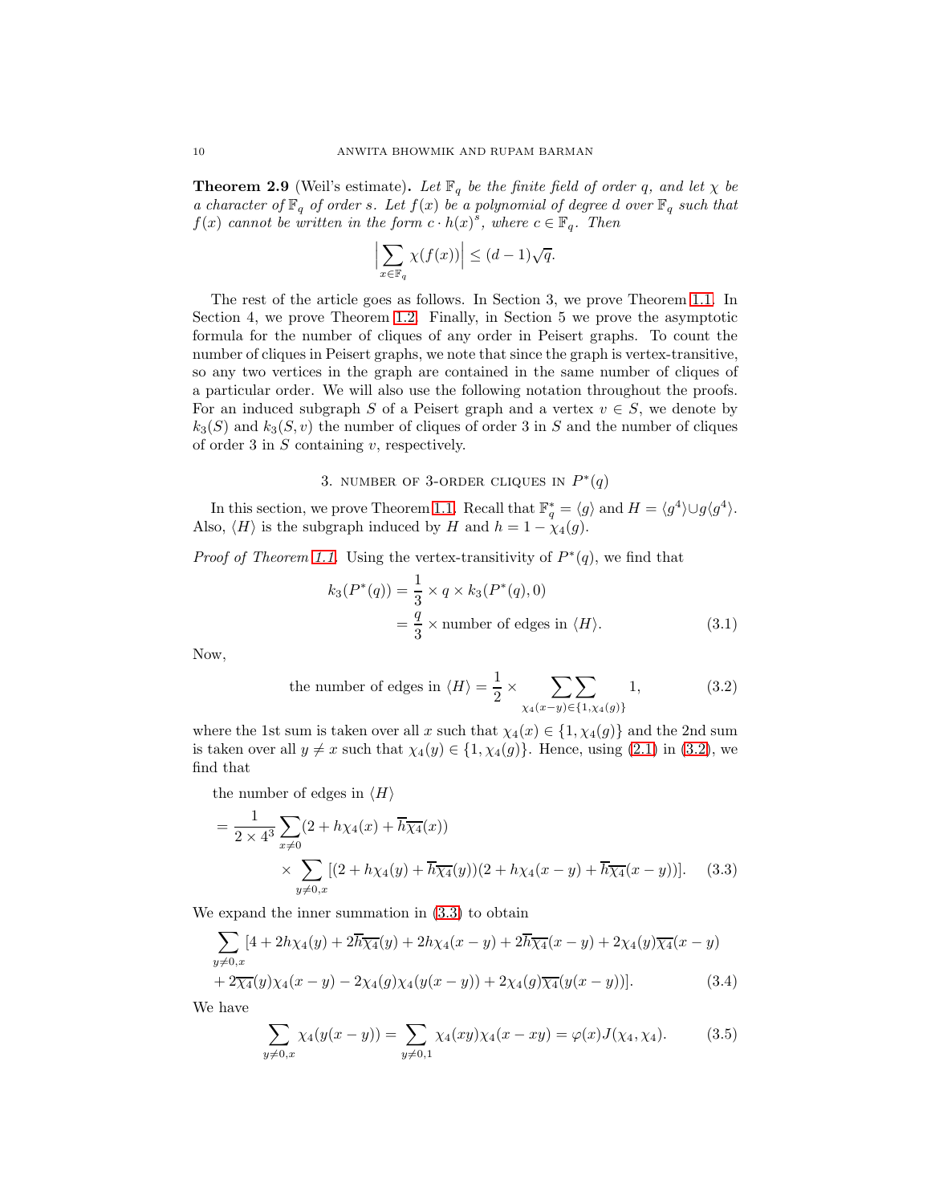**Theorem 2.9** (Weil's estimate)**.** *Let $\mathbb{F}_q$ be the finite field of order $q$, and let $\chi$ be a character of $\mathbb{F}_q$ of order $s$. Let $f(x)$ be a polynomial of degree $d$ over $\mathbb{F}_q$ such that $f(x)$ cannot be written in the form $c \cdot h(x)^s$, where $c \in \mathbb{F}_q$. Then*

$$\Big| \sum_{x \in \mathbb{F}_q} \chi(f(x)) \Big| \leq (d-1)\sqrt{q}.$$

The rest of the article goes as follows. In Section 3, we prove Theorem 1.1. In Section 4, we prove Theorem 1.2. Finally, in Section 5 we prove the asymptotic formula for the number of cliques of any order in Peisert graphs. To count the number of cliques in Peisert graphs, we note that since the graph is vertex-transitive, so any two vertices in the graph are contained in the same number of cliques of a particular order. We will also use the following notation throughout the proofs. For an induced subgraph $S$ of a Peisert graph and a vertex $v \in S$, we denote by $k_3(S)$ and $k_3(S, v)$ the number of cliques of order 3 in $S$ and the number of cliques of order 3 in $S$ containing $v$, respectively.

## 3. Number of 3-order cliques in $P^*(q)$

In this section, we prove Theorem 1.1. Recall that $\mathbb{F}_q^* = \langle g \rangle$ and $H = \langle g^4 \rangle \cup g\langle g^4 \rangle$. Also, $\langle H \rangle$ is the subgraph induced by $H$ and $h = 1 - \chi_4(g)$.

*Proof of Theorem 1.1.* Using the vertex-transitivity of $P^*(q)$, we find that

$$\begin{aligned} k_3(P^*(q)) &= \frac{1}{3} \times q \times k_3(P^*(q), 0) \\ &= \frac{q}{3} \times \text{number of edges in } \langle H \rangle. \end{aligned} \tag{3.1}$$

Now,

$$\text{the number of edges in } \langle H \rangle = \frac{1}{2} \times \sum_{\chi_4(x-y) \in \{1, \chi_4(g)\}} \sum 1, \tag{3.2}$$

where the 1st sum is taken over all $x$ such that $\chi_4(x) \in \{1, \chi_4(g)\}$ and the 2nd sum is taken over all $y \neq x$ such that $\chi_4(y) \in \{1, \chi_4(g)\}$. Hence, using (2.1) in (3.2), we find that

the number of edges in $\langle H \rangle$

$$\begin{aligned} &= \frac{1}{2 \times 4^3} \sum_{x \neq 0} (2 + h\chi_4(x) + \overline{h}\overline{\chi_4}(x)) \\ &\qquad \times \sum_{y \neq 0, x} [(2 + h\chi_4(y) + \overline{h}\overline{\chi_4}(y))(2 + h\chi_4(x-y) + \overline{h}\overline{\chi_4}(x-y))]. \end{aligned} \tag{3.3}$$

We expand the inner summation in (3.3) to obtain

$$\begin{aligned} &\sum_{y \neq 0, x} [4 + 2h\chi_4(y) + 2\overline{h}\overline{\chi_4}(y) + 2h\chi_4(x-y) + 2\overline{h}\overline{\chi_4}(x-y) + 2\chi_4(y)\overline{\chi_4}(x-y) \\ &+ 2\overline{\chi_4}(y)\chi_4(x-y) - 2\chi_4(g)\chi_4(y(x-y)) + 2\chi_4(g)\overline{\chi_4}(y(x-y))]. \end{aligned} \tag{3.4}$$

We have

$$\sum_{y \neq 0, x} \chi_4(y(x-y)) = \sum_{y \neq 0, 1} \chi_4(xy)\chi_4(x - xy) = \varphi(x) J(\chi_4, \chi_4). \tag{3.5}$$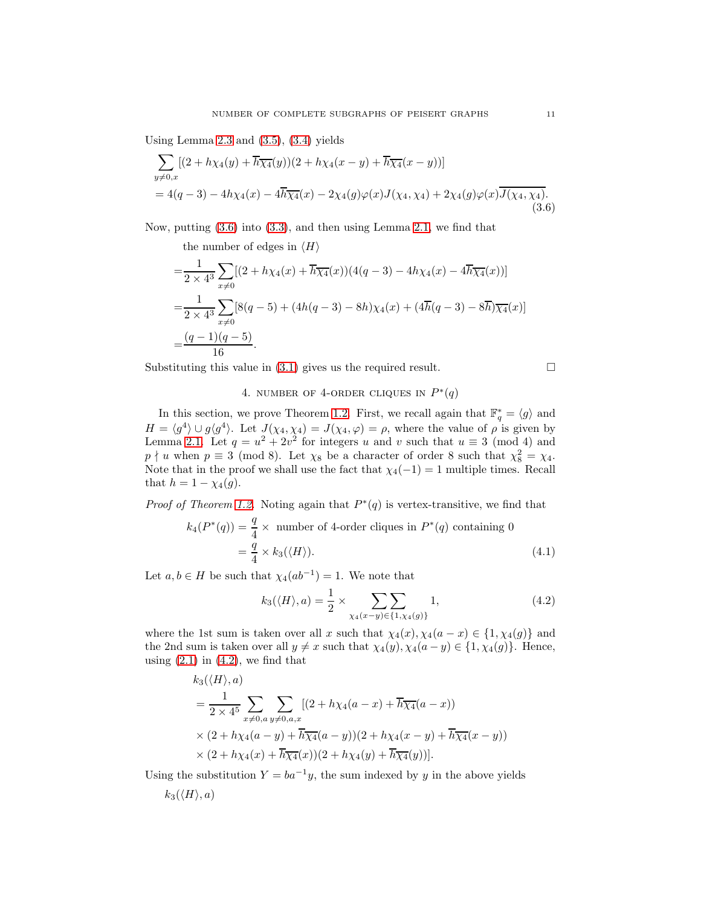Using Lemma 2.3 and (3.5), (3.4) yields

$$\sum_{y\neq 0,x}[(2+h\chi_4(y)+\overline{h}\overline{\chi_4}(y))(2+h\chi_4(x-y)+\overline{h}\overline{\chi_4}(x-y))]$$
$$=4(q-3)-4h\chi_4(x)-4\overline{h}\overline{\chi_4}(x)-2\chi_4(g)\varphi(x)J(\chi_4,\chi_4)+2\chi_4(g)\varphi(x)\overline{J(\chi_4,\chi_4)}. \tag{3.6}$$

Now, putting (3.6) into (3.3), and then using Lemma 2.1, we find that

the number of edges in $\langle H\rangle$

$$=\frac{1}{2\times 4^3}\sum_{x\neq 0}[(2+h\chi_4(x)+\overline{h}\overline{\chi_4}(x))(4(q-3)-4h\chi_4(x)-4\overline{h}\overline{\chi_4}(x))]$$
$$=\frac{1}{2\times 4^3}\sum_{x\neq 0}[8(q-5)+(4h(q-3)-8h)\chi_4(x)+(4\overline{h}(q-3)-8\overline{h})\overline{\chi_4}(x)]$$
$$=\frac{(q-1)(q-5)}{16}.$$

Substituting this value in (3.1) gives us the required result. $\square$

## 4. Number of 4-order cliques in $P^*(q)$

In this section, we prove Theorem 1.2. First, we recall again that $\mathbb{F}_q^*=\langle g\rangle$ and $H=\langle g^4\rangle\cup g\langle g^4\rangle$. Let $J(\chi_4,\chi_4)=J(\chi_4,\varphi)=\rho$, where the value of $\rho$ is given by Lemma 2.1. Let $q=u^2+2v^2$ for integers $u$ and $v$ such that $u\equiv 3 \pmod 4$ and $p\nmid u$ when $p\equiv 3 \pmod 8$. Let $\chi_8$ be a character of order 8 such that $\chi_8^2=\chi_4$. Note that in the proof we shall use the fact that $\chi_4(-1)=1$ multiple times. Recall that $h=1-\chi_4(g)$.

*Proof of Theorem 1.2.* Noting again that $P^*(q)$ is vertex-transitive, we find that

$$k_4(P^*(q))=\frac{q}{4}\times \text{ number of 4-order cliques in } P^*(q) \text{ containing } 0$$
$$=\frac{q}{4}\times k_3(\langle H\rangle). \tag{4.1}$$

Let $a,b\in H$ be such that $\chi_4(ab^{-1})=1$. We note that

$$k_3(\langle H\rangle,a)=\frac{1}{2}\times\sum\sum_{\chi_4(x-y)\in\{1,\chi_4(g)\}}1, \tag{4.2}$$

where the 1st sum is taken over all $x$ such that $\chi_4(x),\chi_4(a-x)\in\{1,\chi_4(g)\}$ and the 2nd sum is taken over all $y\neq x$ such that $\chi_4(y),\chi_4(a-y)\in\{1,\chi_4(g)\}$. Hence, using (2.1) in (4.2), we find that

$$k_3(\langle H\rangle,a)$$
$$=\frac{1}{2\times 4^5}\sum_{x\neq 0,a}\sum_{y\neq 0,a,x}[(2+h\chi_4(a-x)+\overline{h}\overline{\chi_4}(a-x))$$
$$\times(2+h\chi_4(a-y)+\overline{h}\overline{\chi_4}(a-y))(2+h\chi_4(x-y)+\overline{h}\overline{\chi_4}(x-y))$$
$$\times(2+h\chi_4(x)+\overline{h}\overline{\chi_4}(x))(2+h\chi_4(y)+\overline{h}\overline{\chi_4}(y))].$$

Using the substitution $Y=ba^{-1}y$, the sum indexed by $y$ in the above yields

$k_3(\langle H\rangle,a)$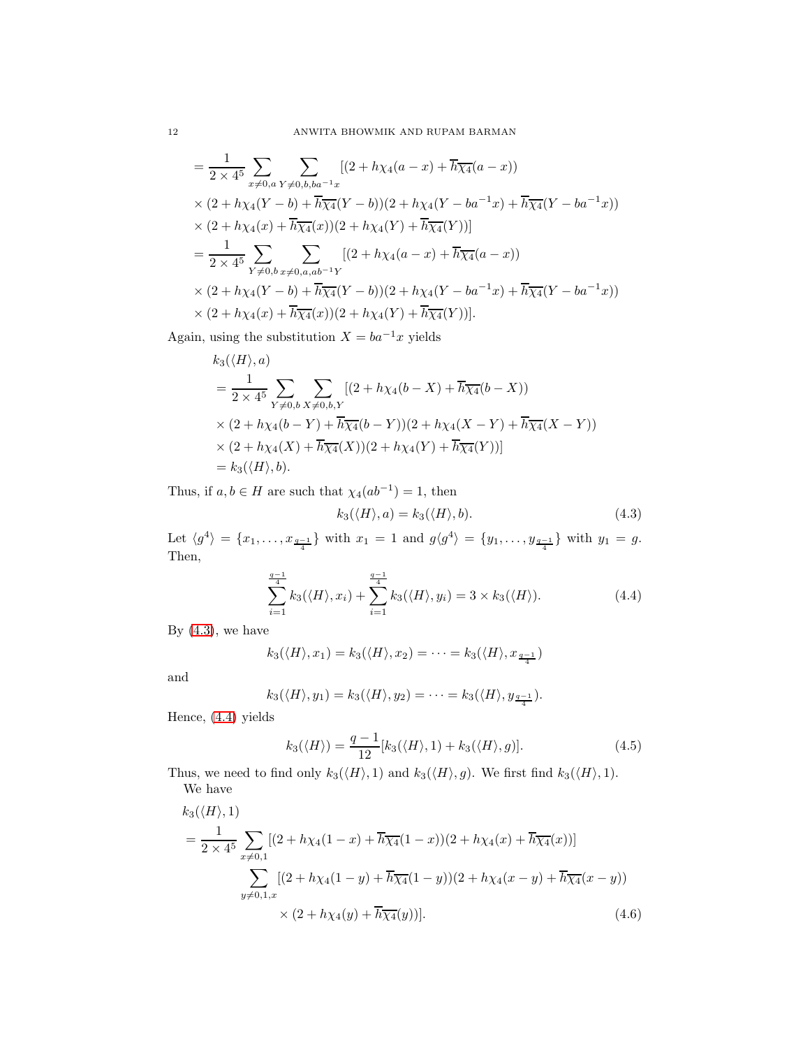$$= \frac{1}{2\times 4^5}\sum_{x\neq 0,a}\sum_{Y\neq 0,b,ba^{-1}x}[(2+h\chi_4(a-x)+\overline{h}\overline{\chi_4}(a-x))$$
$$\times(2+h\chi_4(Y-b)+\overline{h}\overline{\chi_4}(Y-b))(2+h\chi_4(Y-ba^{-1}x)+\overline{h}\overline{\chi_4}(Y-ba^{-1}x))$$
$$\times(2+h\chi_4(x)+\overline{h}\overline{\chi_4}(x))(2+h\chi_4(Y)+\overline{h}\overline{\chi_4}(Y))]$$
$$= \frac{1}{2\times 4^5}\sum_{Y\neq 0,b}\sum_{x\neq 0,a,ab^{-1}Y}[(2+h\chi_4(a-x)+\overline{h}\overline{\chi_4}(a-x))$$
$$\times(2+h\chi_4(Y-b)+\overline{h}\overline{\chi_4}(Y-b))(2+h\chi_4(Y-ba^{-1}x)+\overline{h}\overline{\chi_4}(Y-ba^{-1}x))$$
$$\times(2+h\chi_4(x)+\overline{h}\overline{\chi_4}(x))(2+h\chi_4(Y)+\overline{h}\overline{\chi_4}(Y))].$$

Again, using the substitution $X = ba^{-1}x$ yields

$$k_3(\langle H\rangle, a)$$
$$= \frac{1}{2\times 4^5}\sum_{Y\neq 0,b}\sum_{X\neq 0,b,Y}[(2+h\chi_4(b-X)+\overline{h}\overline{\chi_4}(b-X))$$
$$\times(2+h\chi_4(b-Y)+\overline{h}\overline{\chi_4}(b-Y))(2+h\chi_4(X-Y)+\overline{h}\overline{\chi_4}(X-Y))$$
$$\times(2+h\chi_4(X)+\overline{h}\overline{\chi_4}(X))(2+h\chi_4(Y)+\overline{h}\overline{\chi_4}(Y))]$$
$$= k_3(\langle H\rangle, b).$$

Thus, if $a,b\in H$ are such that $\chi_4(ab^{-1})=1$, then

$$k_3(\langle H\rangle, a) = k_3(\langle H\rangle, b). \tag{4.3}$$

Let $\langle g^4\rangle = \{x_1,\ldots,x_{\frac{q-1}{4}}\}$ with $x_1 = 1$ and $g\langle g^4\rangle = \{y_1,\ldots,y_{\frac{q-1}{4}}\}$ with $y_1 = g$. Then,

$$\sum_{i=1}^{\frac{q-1}{4}} k_3(\langle H\rangle, x_i) + \sum_{i=1}^{\frac{q-1}{4}} k_3(\langle H\rangle, y_i) = 3\times k_3(\langle H\rangle). \tag{4.4}$$

By (4.3), we have

$$k_3(\langle H\rangle, x_1) = k_3(\langle H\rangle, x_2) = \cdots = k_3(\langle H\rangle, x_{\frac{q-1}{4}})$$

and

$$k_3(\langle H\rangle, y_1) = k_3(\langle H\rangle, y_2) = \cdots = k_3(\langle H\rangle, y_{\frac{q-1}{4}}).$$

Hence, (4.4) yields

$$k_3(\langle H\rangle) = \frac{q-1}{12}[k_3(\langle H\rangle, 1) + k_3(\langle H\rangle, g)]. \tag{4.5}$$

Thus, we need to find only $k_3(\langle H\rangle, 1)$ and $k_3(\langle H\rangle, g)$. We first find $k_3(\langle H\rangle, 1)$.

We have

$$k_3(\langle H\rangle, 1)$$
$$= \frac{1}{2\times 4^5}\sum_{x\neq 0,1}[(2+h\chi_4(1-x)+\overline{h}\overline{\chi_4}(1-x))(2+h\chi_4(x)+\overline{h}\overline{\chi_4}(x))]$$
$$\sum_{y\neq 0,1,x}[(2+h\chi_4(1-y)+\overline{h}\overline{\chi_4}(1-y))(2+h\chi_4(x-y)+\overline{h}\overline{\chi_4}(x-y))$$
$$\times(2+h\chi_4(y)+\overline{h}\overline{\chi_4}(y))]. \tag{4.6}$$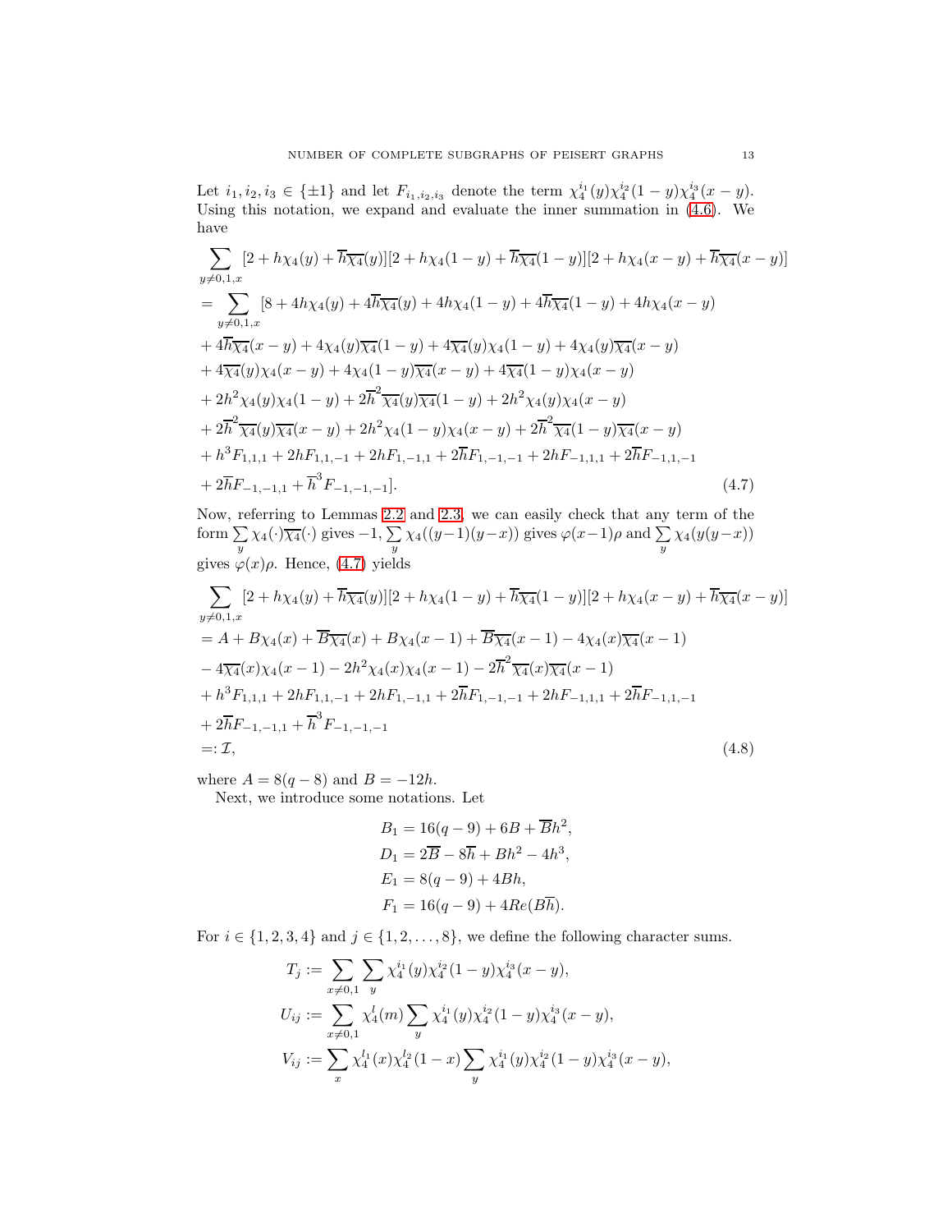Let $i_1, i_2, i_3 \in \{\pm 1\}$ and let $F_{i_1,i_2,i_3}$ denote the term $\chi_4^{i_1}(y)\chi_4^{i_2}(1-y)\chi_4^{i_3}(x-y)$. Using this notation, we expand and evaluate the inner summation in (4.6). We have

$$
\begin{aligned}
&\sum_{y\neq 0,1,x}[2+h\chi_4(y)+\overline{h}\overline{\chi_4}(y)][2+h\chi_4(1-y)+\overline{h}\overline{\chi_4}(1-y)][2+h\chi_4(x-y)+\overline{h}\overline{\chi_4}(x-y)]\\
&=\sum_{y\neq 0,1,x}[8+4h\chi_4(y)+4\overline{h}\overline{\chi_4}(y)+4h\chi_4(1-y)+4\overline{h}\overline{\chi_4}(1-y)+4h\chi_4(x-y)\\
&+4\overline{h}\overline{\chi_4}(x-y)+4\chi_4(y)\overline{\chi_4}(1-y)+4\overline{\chi_4}(y)\chi_4(1-y)+4\chi_4(y)\overline{\chi_4}(x-y)\\
&+4\overline{\chi_4}(y)\chi_4(x-y)+4\chi_4(1-y)\overline{\chi_4}(x-y)+4\overline{\chi_4}(1-y)\chi_4(x-y)\\
&+2h^2\chi_4(y)\chi_4(1-y)+2\overline{h}^2\overline{\chi_4}(y)\overline{\chi_4}(1-y)+2h^2\chi_4(y)\chi_4(x-y)\\
&+2\overline{h}^2\overline{\chi_4}(y)\overline{\chi_4}(x-y)+2h^2\chi_4(1-y)\chi_4(x-y)+2\overline{h}^2\overline{\chi_4}(1-y)\overline{\chi_4}(x-y)\\
&+h^3F_{1,1,1}+2hF_{1,1,-1}+2hF_{1,-1,1}+2\overline{h}F_{1,-1,-1}+2hF_{-1,1,1}+2\overline{h}F_{-1,1,-1}\\
&+2\overline{h}F_{-1,-1,1}+\overline{h}^3F_{-1,-1,-1}].
\end{aligned}
\tag{4.7}
$$

Now, referring to Lemmas 2.2 and 2.3, we can easily check that any term of the form $\sum_y \chi_4(\cdot)\overline{\chi_4}(\cdot)$ gives $-1$, $\sum_y \chi_4((y-1)(y-x))$ gives $\varphi(x-1)\rho$ and $\sum_y \chi_4(y(y-x))$ gives $\varphi(x)\rho$. Hence, (4.7) yields

$$
\begin{aligned}
&\sum_{y\neq 0,1,x}[2+h\chi_4(y)+\overline{h}\overline{\chi_4}(y)][2+h\chi_4(1-y)+\overline{h}\overline{\chi_4}(1-y)][2+h\chi_4(x-y)+\overline{h}\overline{\chi_4}(x-y)]\\
&=A+B\chi_4(x)+\overline{B}\overline{\chi_4}(x)+B\chi_4(x-1)+\overline{B}\overline{\chi_4}(x-1)-4\chi_4(x)\overline{\chi_4}(x-1)\\
&-4\overline{\chi_4}(x)\chi_4(x-1)-2h^2\chi_4(x)\chi_4(x-1)-2\overline{h}^2\overline{\chi_4}(x)\overline{\chi_4}(x-1)\\
&+h^3F_{1,1,1}+2hF_{1,1,-1}+2hF_{1,-1,1}+2\overline{h}F_{1,-1,-1}+2hF_{-1,1,1}+2\overline{h}F_{-1,1,-1}\\
&+2\overline{h}F_{-1,-1,1}+\overline{h}^3F_{-1,-1,-1}\\
&=:\mathcal{I},
\end{aligned}
\tag{4.8}
$$

where $A=8(q-8)$ and $B=-12h$.

Next, we introduce some notations. Let

$$
\begin{aligned}
B_1&=16(q-9)+6B+\overline{B}h^2,\\
D_1&=2\overline{B}-8\overline{h}+Bh^2-4h^3,\\
E_1&=8(q-9)+4Bh,\\
F_1&=16(q-9)+4Re(B\overline{h}).
\end{aligned}
$$

For $i\in\{1,2,3,4\}$ and $j\in\{1,2,\ldots,8\}$, we define the following character sums.

$$
\begin{aligned}
T_j&:=\sum_{x\neq 0,1}\sum_y \chi_4^{i_1}(y)\chi_4^{i_2}(1-y)\chi_4^{i_3}(x-y),\\
U_{ij}&:=\sum_{x\neq 0,1}\chi_4^{l}(m)\sum_y \chi_4^{i_1}(y)\chi_4^{i_2}(1-y)\chi_4^{i_3}(x-y),\\
V_{ij}&:=\sum_{x}\chi_4^{l_1}(x)\chi_4^{l_2}(1-x)\sum_y \chi_4^{i_1}(y)\chi_4^{i_2}(1-y)\chi_4^{i_3}(x-y),
\end{aligned}
$$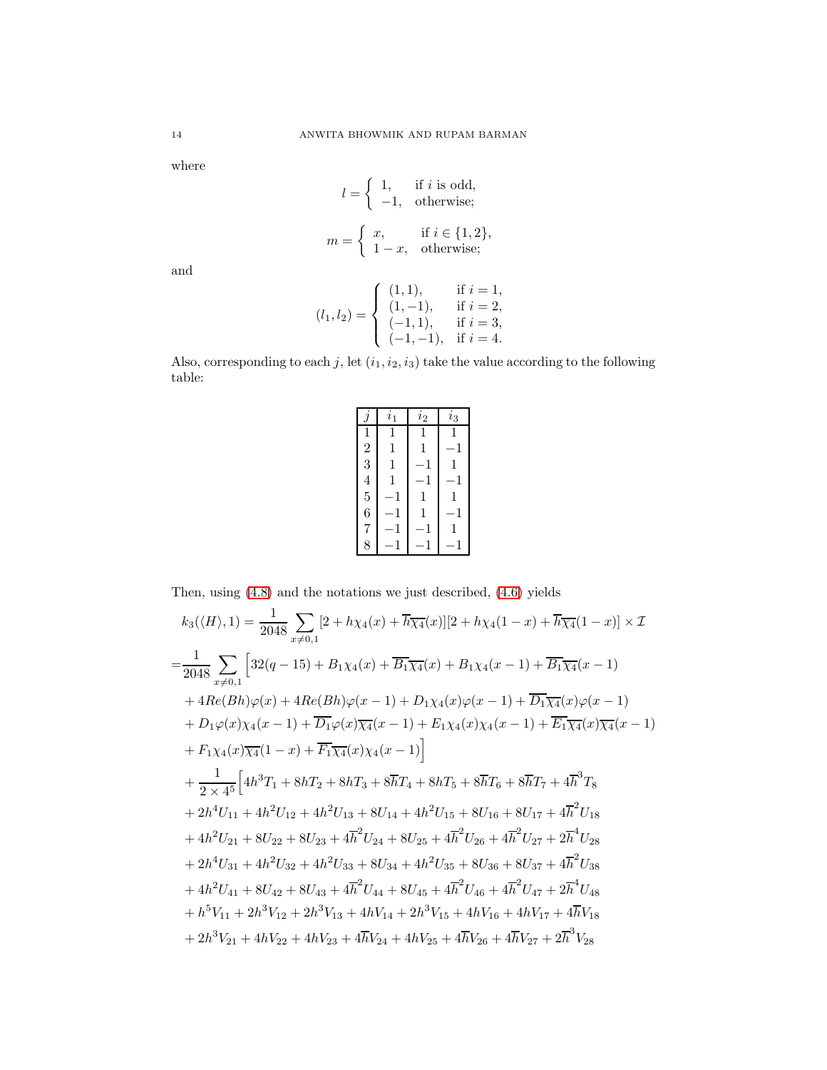where

$$l = \begin{cases} 1, & \text{if } i \text{ is odd,} \\ -1, & \text{otherwise;} \end{cases}$$

$$m = \begin{cases} x, & \text{if } i \in \{1, 2\}, \\ 1-x, & \text{otherwise;} \end{cases}$$

and

$$(l_1, l_2) = \begin{cases} (1, 1), & \text{if } i = 1, \\ (1, -1), & \text{if } i = 2, \\ (-1, 1), & \text{if } i = 3, \\ (-1, -1), & \text{if } i = 4. \end{cases}$$

Also, corresponding to each $j$, let $(i_1, i_2, i_3)$ take the value according to the following table:

| $j$ | $i_1$ | $i_2$ | $i_3$ |
|---|---|---|---|
| 1 | 1 | 1 | 1 |
| 2 | 1 | 1 | $-1$ |
| 3 | 1 | $-1$ | 1 |
| 4 | 1 | $-1$ | $-1$ |
| 5 | $-1$ | 1 | 1 |
| 6 | $-1$ | 1 | $-1$ |
| 7 | $-1$ | $-1$ | 1 |
| 8 | $-1$ | $-1$ | $-1$ |

Then, using (4.8) and the notations we just described, (4.6) yields

$$\begin{aligned}
k_3(\langle H\rangle, 1) &= \frac{1}{2048} \sum_{x \neq 0,1} [2 + h\chi_4(x) + \overline{h}\overline{\chi_4}(x)][2 + h\chi_4(1-x) + \overline{h}\overline{\chi_4}(1-x)] \times \mathcal{I} \\
&= \frac{1}{2048} \sum_{x \neq 0,1} \Big[ 32(q-15) + B_1\chi_4(x) + \overline{B_1}\overline{\chi_4}(x) + B_1\chi_4(x-1) + \overline{B_1}\overline{\chi_4}(x-1) \\
&\quad + 4Re(Bh)\varphi(x) + 4Re(Bh)\varphi(x-1) + D_1\chi_4(x)\varphi(x-1) + \overline{D_1}\overline{\chi_4}(x)\varphi(x-1) \\
&\quad + D_1\varphi(x)\chi_4(x-1) + \overline{D_1}\varphi(x)\overline{\chi_4}(x-1) + E_1\chi_4(x)\chi_4(x-1) + \overline{E_1}\overline{\chi_4}(x)\overline{\chi_4}(x-1) \\
&\quad + F_1\chi_4(x)\overline{\chi_4}(1-x) + \overline{F_1}\overline{\chi_4}(x)\chi_4(x-1) \Big] \\
&\quad + \frac{1}{2 \times 4^5} \Big[ 4h^3T_1 + 8hT_2 + 8hT_3 + 8\overline{h}T_4 + 8hT_5 + 8\overline{h}T_6 + 8\overline{h}T_7 + 4\overline{h}^3T_8 \\
&\quad + 2h^4U_{11} + 4h^2U_{12} + 4h^2U_{13} + 8U_{14} + 4h^2U_{15} + 8U_{16} + 8U_{17} + 4\overline{h}^2U_{18} \\
&\quad + 4h^2U_{21} + 8U_{22} + 8U_{23} + 4\overline{h}^2U_{24} + 8U_{25} + 4\overline{h}^2U_{26} + 4\overline{h}^2U_{27} + 2\overline{h}^4U_{28} \\
&\quad + 2h^4U_{31} + 4h^2U_{32} + 4h^2U_{33} + 8U_{34} + 4h^2U_{35} + 8U_{36} + 8U_{37} + 4\overline{h}^2U_{38} \\
&\quad + 4h^2U_{41} + 8U_{42} + 8U_{43} + 4\overline{h}^2U_{44} + 8U_{45} + 4\overline{h}^2U_{46} + 4\overline{h}^2U_{47} + 2\overline{h}^4U_{48} \\
&\quad + h^5V_{11} + 2h^3V_{12} + 2h^3V_{13} + 4hV_{14} + 2h^3V_{15} + 4hV_{16} + 4hV_{17} + 4\overline{h}V_{18} \\
&\quad + 2h^3V_{21} + 4hV_{22} + 4hV_{23} + 4\overline{h}V_{24} + 4hV_{25} + 4\overline{h}V_{26} + 4\overline{h}V_{27} + 2\overline{h}^3V_{28}
\end{aligned}$$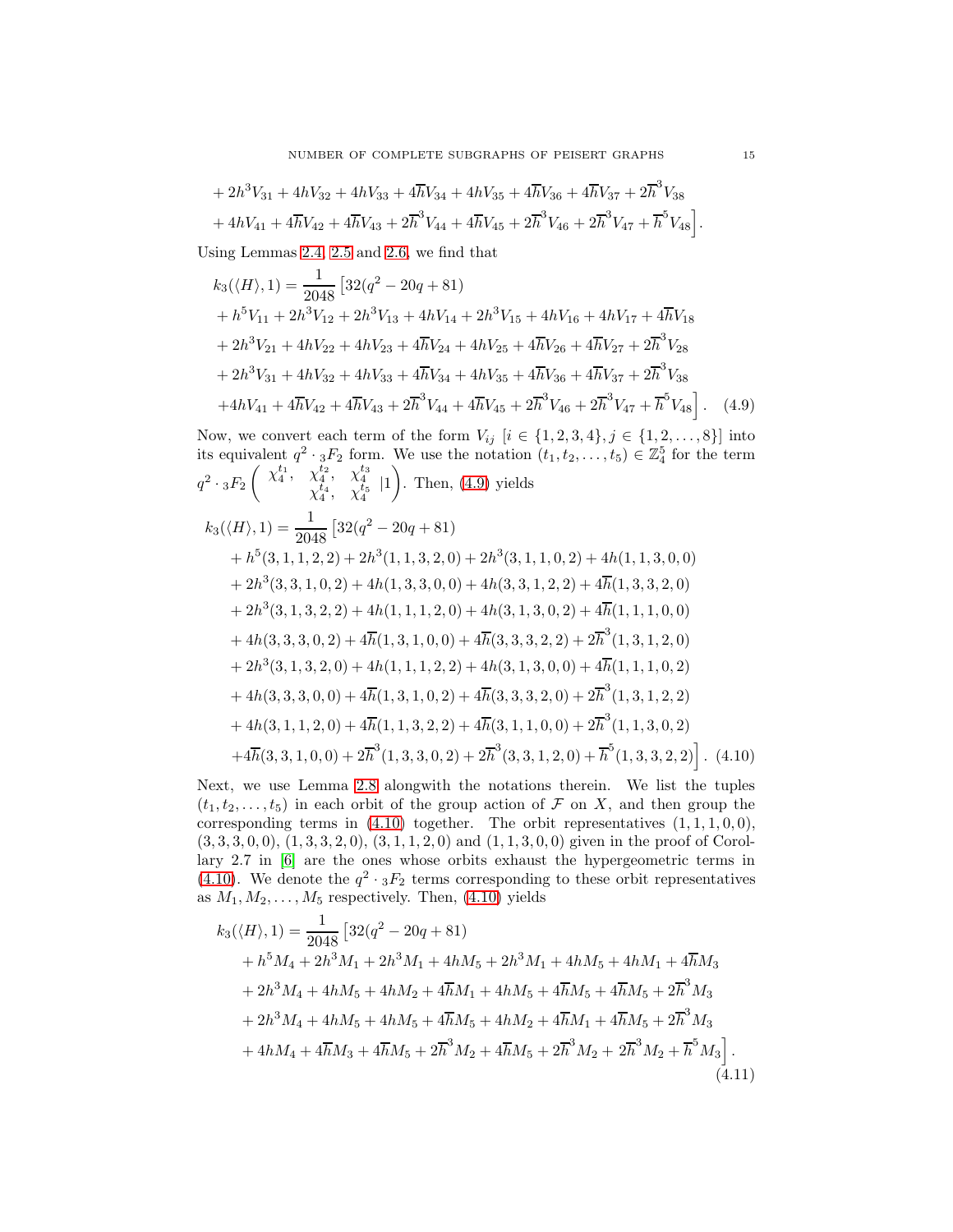$$
\begin{aligned}
&+ 2h^3V_{31} + 4hV_{32} + 4hV_{33} + 4\overline{h}V_{34} + 4hV_{35} + 4\overline{h}V_{36} + 4\overline{h}V_{37} + 2\overline{h}^3V_{38}\\
&+ 4hV_{41} + 4\overline{h}V_{42} + 4\overline{h}V_{43} + 2\overline{h}^3V_{44} + 4\overline{h}V_{45} + 2\overline{h}^3V_{46} + 2\overline{h}^3V_{47} + \overline{h}^5V_{48}\Big].
\end{aligned}
$$

Using Lemmas 2.4, 2.5 and 2.6, we find that

$$
\begin{aligned}
k_3(\langle H\rangle, 1) = \frac{1}{2048}&\big[32(q^2-20q+81)\\
&+ h^5V_{11} + 2h^3V_{12} + 2h^3V_{13} + 4hV_{14} + 2h^3V_{15} + 4hV_{16} + 4hV_{17} + 4\overline{h}V_{18}\\
&+ 2h^3V_{21} + 4hV_{22} + 4hV_{23} + 4\overline{h}V_{24} + 4hV_{25} + 4\overline{h}V_{26} + 4\overline{h}V_{27} + 2\overline{h}^3V_{28}\\
&+ 2h^3V_{31} + 4hV_{32} + 4hV_{33} + 4\overline{h}V_{34} + 4hV_{35} + 4\overline{h}V_{36} + 4\overline{h}V_{37} + 2\overline{h}^3V_{38}\\
&+ 4hV_{41} + 4\overline{h}V_{42} + 4\overline{h}V_{43} + 2\overline{h}^3V_{44} + 4\overline{h}V_{45} + 2\overline{h}^3V_{46} + 2\overline{h}^3V_{47} + \overline{h}^5V_{48}\Big]. \quad (4.9)
\end{aligned}
$$

Now, we convert each term of the form $V_{ij}$ $[i\in\{1,2,3,4\}, j\in\{1,2,\ldots,8\}]$ into its equivalent $q^2\cdot {}_3F_2$ form. We use the notation $(t_1,t_2,\ldots,t_5)\in\mathbb{Z}_4^5$ for the term $q^2\cdot {}_3F_2\left(\begin{matrix}\chi_4^{t_1}, & \chi_4^{t_2}, & \chi_4^{t_3}\\ & \chi_4^{t_4}, & \chi_4^{t_5}\end{matrix}\,|1\right)$. Then, (4.9) yields

$$
\begin{aligned}
k_3(\langle H\rangle, 1) = \frac{1}{2048}&\big[32(q^2-20q+81)\\
&+ h^5(3,1,1,2,2) + 2h^3(1,1,3,2,0) + 2h^3(3,1,1,0,2) + 4h(1,1,3,0,0)\\
&+ 2h^3(3,3,1,0,2) + 4h(1,3,3,0,0) + 4h(3,3,1,2,2) + 4\overline{h}(1,3,3,2,0)\\
&+ 2h^3(3,1,3,2,2) + 4h(1,1,1,2,0) + 4h(3,1,3,0,2) + 4\overline{h}(1,1,1,0,0)\\
&+ 4h(3,3,3,0,2) + 4\overline{h}(1,3,1,0,0) + 4\overline{h}(3,3,3,2,2) + 2\overline{h}^3(1,3,1,2,0)\\
&+ 2h^3(3,1,3,2,0) + 4h(1,1,1,2,2) + 4h(3,1,3,0,0) + 4\overline{h}(1,1,1,0,2)\\
&+ 4h(3,3,3,0,0) + 4\overline{h}(1,3,1,0,2) + 4\overline{h}(3,3,3,2,0) + 2\overline{h}^3(1,3,1,2,2)\\
&+ 4h(3,1,1,2,0) + 4\overline{h}(1,1,3,2,2) + 4\overline{h}(3,1,1,0,0) + 2\overline{h}^3(1,1,3,0,2)\\
&+ 4\overline{h}(3,3,1,0,0) + 2\overline{h}^3(1,3,3,0,2) + 2\overline{h}^3(3,3,1,2,0) + \overline{h}^5(1,3,3,2,2)\Big]. \quad (4.10)
\end{aligned}
$$

Next, we use Lemma 2.8 alongwith the notations therein. We list the tuples $(t_1,t_2,\ldots,t_5)$ in each orbit of the group action of $\mathcal{F}$ on $X$, and then group the corresponding terms in (4.10) together. The orbit representatives $(1,1,1,0,0)$, $(3,3,3,0,0)$, $(1,3,3,2,0)$, $(3,1,1,2,0)$ and $(1,1,3,0,0)$ given in the proof of Corollary 2.7 in [6] are the ones whose orbits exhaust the hypergeometric terms in (4.10). We denote the $q^2\cdot {}_3F_2$ terms corresponding to these orbit representatives as $M_1, M_2, \ldots, M_5$ respectively. Then, (4.10) yields

$$
\begin{aligned}
k_3(\langle H\rangle, 1) = \frac{1}{2048}&\big[32(q^2-20q+81)\\
&+ h^5M_4 + 2h^3M_1 + 2h^3M_1 + 4hM_5 + 2h^3M_1 + 4hM_5 + 4hM_1 + 4\overline{h}M_3\\
&+ 2h^3M_4 + 4hM_5 + 4hM_2 + 4\overline{h}M_1 + 4hM_5 + 4\overline{h}M_5 + 4\overline{h}M_5 + 2\overline{h}^3M_3\\
&+ 2h^3M_4 + 4hM_5 + 4hM_5 + 4\overline{h}M_5 + 4hM_2 + 4\overline{h}M_1 + 4\overline{h}M_5 + 2\overline{h}^3M_3\\
&+ 4hM_4 + 4\overline{h}M_3 + 4\overline{h}M_5 + 2\overline{h}^3M_2 + 4\overline{h}M_5 + 2\overline{h}^3M_2 + 2\overline{h}^3M_2 + \overline{h}^5M_3\Big]. \quad (4.11)
\end{aligned}
$$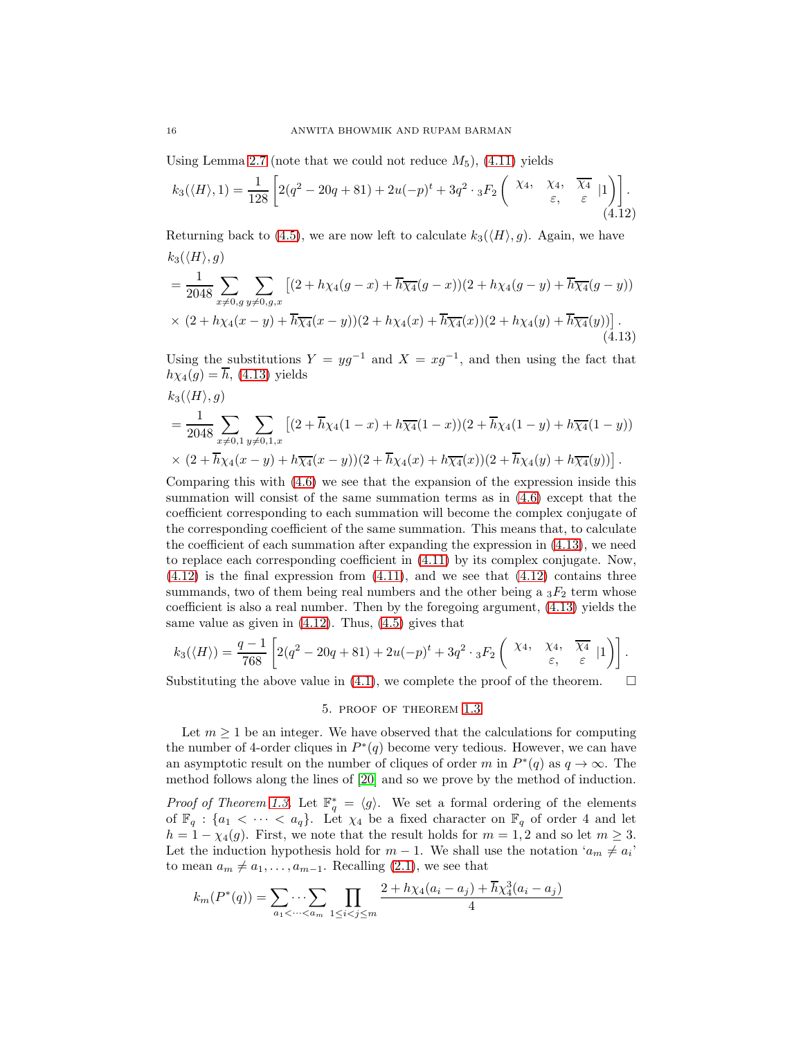Using Lemma 2.7 (note that we could not reduce $M_5$), (4.11) yields

$$k_3(\langle H\rangle,1)=\frac{1}{128}\left[2(q^2-20q+81)+2u(-p)^t+3q^2\cdot {}_3F_2\left(\begin{matrix}\chi_4, & \chi_4, & \overline{\chi_4}\\ & \varepsilon, & \varepsilon\end{matrix}\ |1\right)\right]. \tag{4.12}$$

Returning back to (4.5), we are now left to calculate $k_3(\langle H\rangle,g)$. Again, we have

$$\begin{aligned}
&k_3(\langle H\rangle,g)\\
&=\frac{1}{2048}\sum_{x\neq 0,g}\sum_{y\neq 0,g,x}\left[(2+h\chi_4(g-x)+\overline{h}\overline{\chi_4}(g-x))(2+h\chi_4(g-y)+\overline{h}\overline{\chi_4}(g-y))\right.\\
&\left.\times\ (2+h\chi_4(x-y)+\overline{h}\overline{\chi_4}(x-y))(2+h\chi_4(x)+\overline{h}\overline{\chi_4}(x))(2+h\chi_4(y)+\overline{h}\overline{\chi_4}(y))\right].
\end{aligned} \tag{4.13}$$

Using the substitutions $Y=yg^{-1}$ and $X=xg^{-1}$, and then using the fact that $h\chi_4(g)=\overline{h}$, (4.13) yields

$$\begin{aligned}
&k_3(\langle H\rangle,g)\\
&=\frac{1}{2048}\sum_{x\neq 0,1}\sum_{y\neq 0,1,x}\left[(2+\overline{h}\chi_4(1-x)+h\overline{\chi_4}(1-x))(2+\overline{h}\chi_4(1-y)+h\overline{\chi_4}(1-y))\right.\\
&\left.\times\ (2+\overline{h}\chi_4(x-y)+h\overline{\chi_4}(x-y))(2+\overline{h}\chi_4(x)+h\overline{\chi_4}(x))(2+\overline{h}\chi_4(y)+h\overline{\chi_4}(y))\right].
\end{aligned}$$

Comparing this with (4.6) we see that the expansion of the expression inside this summation will consist of the same summation terms as in (4.6) except that the coefficient corresponding to each summation will become the complex conjugate of the corresponding coefficient of the same summation. This means that, to calculate the coefficient of each summation after expanding the expression in (4.13), we need to replace each corresponding coefficient in (4.11) by its complex conjugate. Now, (4.12) is the final expression from (4.11), and we see that (4.12) contains three summands, two of them being real numbers and the other being a ${}_3F_2$ term whose coefficient is also a real number. Then by the foregoing argument, (4.13) yields the same value as given in (4.12). Thus, (4.5) gives that

$$k_3(\langle H\rangle)=\frac{q-1}{768}\left[2(q^2-20q+81)+2u(-p)^t+3q^2\cdot {}_3F_2\left(\begin{matrix}\chi_4, & \chi_4, & \overline{\chi_4}\\ & \varepsilon, & \varepsilon\end{matrix}\ |1\right)\right].$$

Substituting the above value in (4.1), we complete the proof of the theorem. □

## 5. Proof of Theorem 1.3

Let $m\geq 1$ be an integer. We have observed that the calculations for computing the number of 4-order cliques in $P^*(q)$ become very tedious. However, we can have an asymptotic result on the number of cliques of order $m$ in $P^*(q)$ as $q\to\infty$. The method follows along the lines of [20] and so we prove by the method of induction.

*Proof of Theorem 1.3.* Let $\mathbb{F}_q^*=\langle g\rangle$. We set a formal ordering of the elements of $\mathbb{F}_q:\{a_1<\cdots<a_q\}$. Let $\chi_4$ be a fixed character on $\mathbb{F}_q$ of order 4 and let $h=1-\chi_4(g)$. First, we note that the result holds for $m=1,2$ and so let $m\geq 3$. Let the induction hypothesis hold for $m-1$. We shall use the notation '$a_m\neq a_i$' to mean $a_m\neq a_1,\ldots,a_{m-1}$. Recalling (2.1), we see that

$$k_m(P^*(q))=\sum_{a_1<\cdots<a_m}\!\!\cdots\!\sum\ \prod_{1\leq i<j\leq m}\frac{2+h\chi_4(a_i-a_j)+\overline{h}\chi_4^3(a_i-a_j)}{4}$$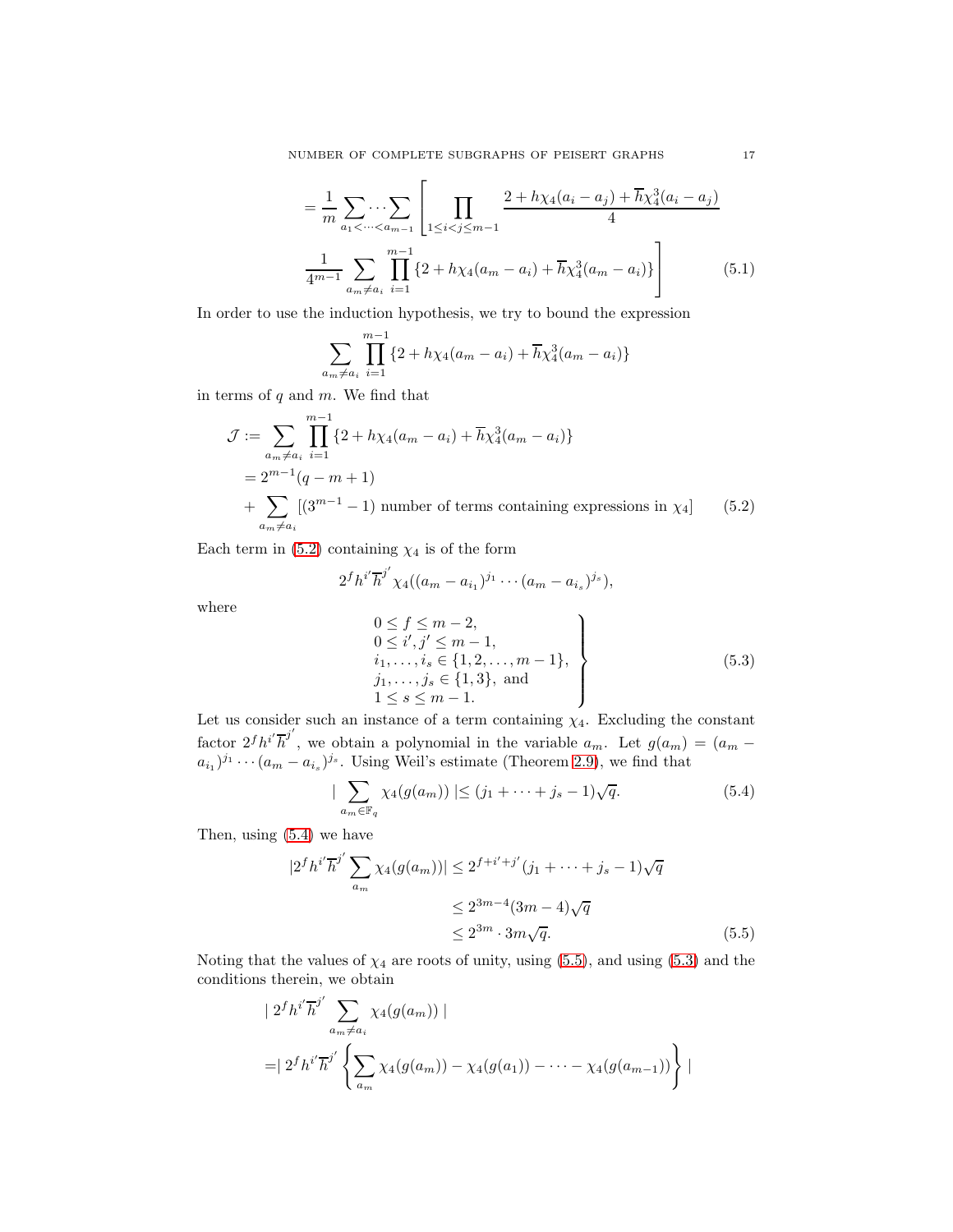$$= \frac{1}{m} \sum_{a_1 < \cdots < a_{m-1}} \cdots \sum \left[ \prod_{1 \leq i < j \leq m-1} \frac{2 + h\chi_4(a_i - a_j) + \overline{h}\chi_4^3(a_i - a_j)}{4} \right.$$

$$\left. \frac{1}{4^{m-1}} \sum_{a_m \neq a_i} \prod_{i=1}^{m-1} \{2 + h\chi_4(a_m - a_i) + \overline{h}\chi_4^3(a_m - a_i)\} \right] \tag{5.1}$$

In order to use the induction hypothesis, we try to bound the expression

$$\sum_{a_m \neq a_i} \prod_{i=1}^{m-1} \{2 + h\chi_4(a_m - a_i) + \overline{h}\chi_4^3(a_m - a_i)\}$$

in terms of $q$ and $m$. We find that

$$\begin{aligned}
\mathcal{J} &:= \sum_{a_m \neq a_i} \prod_{i=1}^{m-1} \{2 + h\chi_4(a_m - a_i) + \overline{h}\chi_4^3(a_m - a_i)\} \\
&= 2^{m-1}(q - m + 1) \\
&\quad + \sum_{a_m \neq a_i} [(3^{m-1} - 1) \text{ number of terms containing expressions in } \chi_4]
\end{aligned} \tag{5.2}$$

Each term in (5.2) containing $\chi_4$ is of the form

$$2^f h^{i'} \overline{h}^{j'} \chi_4((a_m - a_{i_1})^{j_1} \cdots (a_m - a_{i_s})^{j_s}),$$

where

$$\left. \begin{array}{l}
0 \leq f \leq m-2, \\
0 \leq i', j' \leq m-1, \\
i_1, \ldots, i_s \in \{1, 2, \ldots, m-1\}, \\
j_1, \ldots, j_s \in \{1, 3\}, \text{ and} \\
1 \leq s \leq m-1.
\end{array} \right\} \tag{5.3}$$

Let us consider such an instance of a term containing $\chi_4$. Excluding the constant factor $2^f h^{i'} \overline{h}^{j'}$, we obtain a polynomial in the variable $a_m$. Let $g(a_m) = (a_m - a_{i_1})^{j_1} \cdots (a_m - a_{i_s})^{j_s}$. Using Weil's estimate (Theorem 2.9), we find that

$$\left| \sum_{a_m \in \mathbb{F}_q} \chi_4(g(a_m)) \right| \leq (j_1 + \cdots + j_s - 1)\sqrt{q}. \tag{5.4}$$

Then, using (5.4) we have

$$\begin{aligned}
\left| 2^f h^{i'} \overline{h}^{j'} \sum_{a_m} \chi_4(g(a_m)) \right| &\leq 2^{f+i'+j'}(j_1 + \cdots + j_s - 1)\sqrt{q} \\
&\leq 2^{3m-4}(3m-4)\sqrt{q} \\
&\leq 2^{3m} \cdot 3m\sqrt{q}.
\end{aligned} \tag{5.5}$$

Noting that the values of $\chi_4$ are roots of unity, using (5.5), and using (5.3) and the conditions therein, we obtain

$$\begin{aligned}
&\left| 2^f h^{i'} \overline{h}^{j'} \sum_{a_m \neq a_i} \chi_4(g(a_m)) \right| \\
&= \left| 2^f h^{i'} \overline{h}^{j'} \left\{ \sum_{a_m} \chi_4(g(a_m)) - \chi_4(g(a_1)) - \cdots - \chi_4(g(a_{m-1})) \right\} \right|
\end{aligned}$$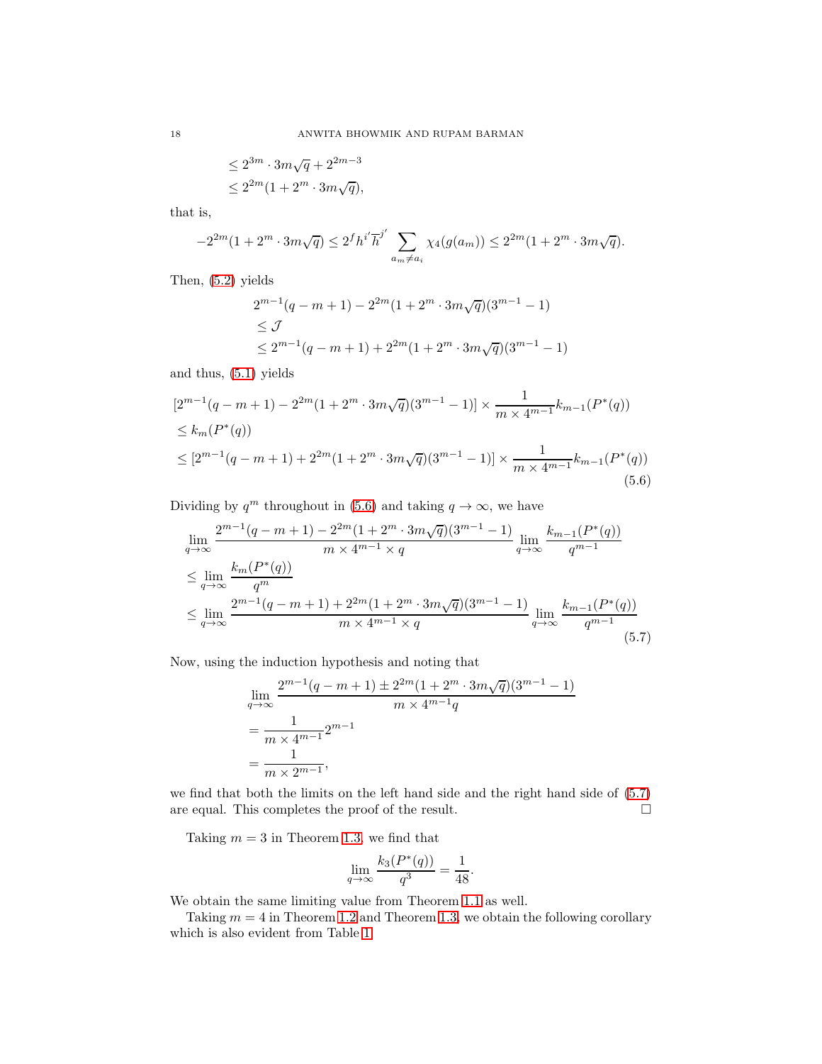$$\leq 2^{3m} \cdot 3m\sqrt{q} + 2^{2m-3}$$
$$\leq 2^{2m}(1 + 2^m \cdot 3m\sqrt{q}),$$

that is,

$$-2^{2m}(1 + 2^m \cdot 3m\sqrt{q}) \leq 2^f h^{i'} \overline{h}^{j'} \sum_{a_m \neq a_i} \chi_4(g(a_m)) \leq 2^{2m}(1 + 2^m \cdot 3m\sqrt{q}).$$

Then, (5.2) yields

$$\begin{aligned}
&2^{m-1}(q - m + 1) - 2^{2m}(1 + 2^m \cdot 3m\sqrt{q})(3^{m-1} - 1) \\
&\leq \mathcal{J} \\
&\leq 2^{m-1}(q - m + 1) + 2^{2m}(1 + 2^m \cdot 3m\sqrt{q})(3^{m-1} - 1)
\end{aligned}$$

and thus, (5.1) yields

$$\begin{aligned}
&[2^{m-1}(q - m + 1) - 2^{2m}(1 + 2^m \cdot 3m\sqrt{q})(3^{m-1} - 1)] \times \frac{1}{m \times 4^{m-1}} k_{m-1}(P^*(q)) \\
&\leq k_m(P^*(q)) \\
&\leq [2^{m-1}(q - m + 1) + 2^{2m}(1 + 2^m \cdot 3m\sqrt{q})(3^{m-1} - 1)] \times \frac{1}{m \times 4^{m-1}} k_{m-1}(P^*(q))
\end{aligned} \tag{5.6}$$

Dividing by $q^m$ throughout in (5.6) and taking $q \to \infty$, we have

$$\begin{aligned}
&\lim_{q \to \infty} \frac{2^{m-1}(q - m + 1) - 2^{2m}(1 + 2^m \cdot 3m\sqrt{q})(3^{m-1} - 1)}{m \times 4^{m-1} \times q} \lim_{q \to \infty} \frac{k_{m-1}(P^*(q))}{q^{m-1}} \\
&\leq \lim_{q \to \infty} \frac{k_m(P^*(q))}{q^m} \\
&\leq \lim_{q \to \infty} \frac{2^{m-1}(q - m + 1) + 2^{2m}(1 + 2^m \cdot 3m\sqrt{q})(3^{m-1} - 1)}{m \times 4^{m-1} \times q} \lim_{q \to \infty} \frac{k_{m-1}(P^*(q))}{q^{m-1}}
\end{aligned} \tag{5.7}$$

Now, using the induction hypothesis and noting that

$$\begin{aligned}
&\lim_{q \to \infty} \frac{2^{m-1}(q - m + 1) \pm 2^{2m}(1 + 2^m \cdot 3m\sqrt{q})(3^{m-1} - 1)}{m \times 4^{m-1} q} \\
&= \frac{1}{m \times 4^{m-1}} 2^{m-1} \\
&= \frac{1}{m \times 2^{m-1}},
\end{aligned}$$

we find that both the limits on the left hand side and the right hand side of (5.7) are equal. This completes the proof of the result. $\square$

Taking $m = 3$ in Theorem 1.3, we find that

$$\lim_{q \to \infty} \frac{k_3(P^*(q))}{q^3} = \frac{1}{48}.$$

We obtain the same limiting value from Theorem 1.1 as well.

Taking $m = 4$ in Theorem 1.2 and Theorem 1.3, we obtain the following corollary which is also evident from Table 1.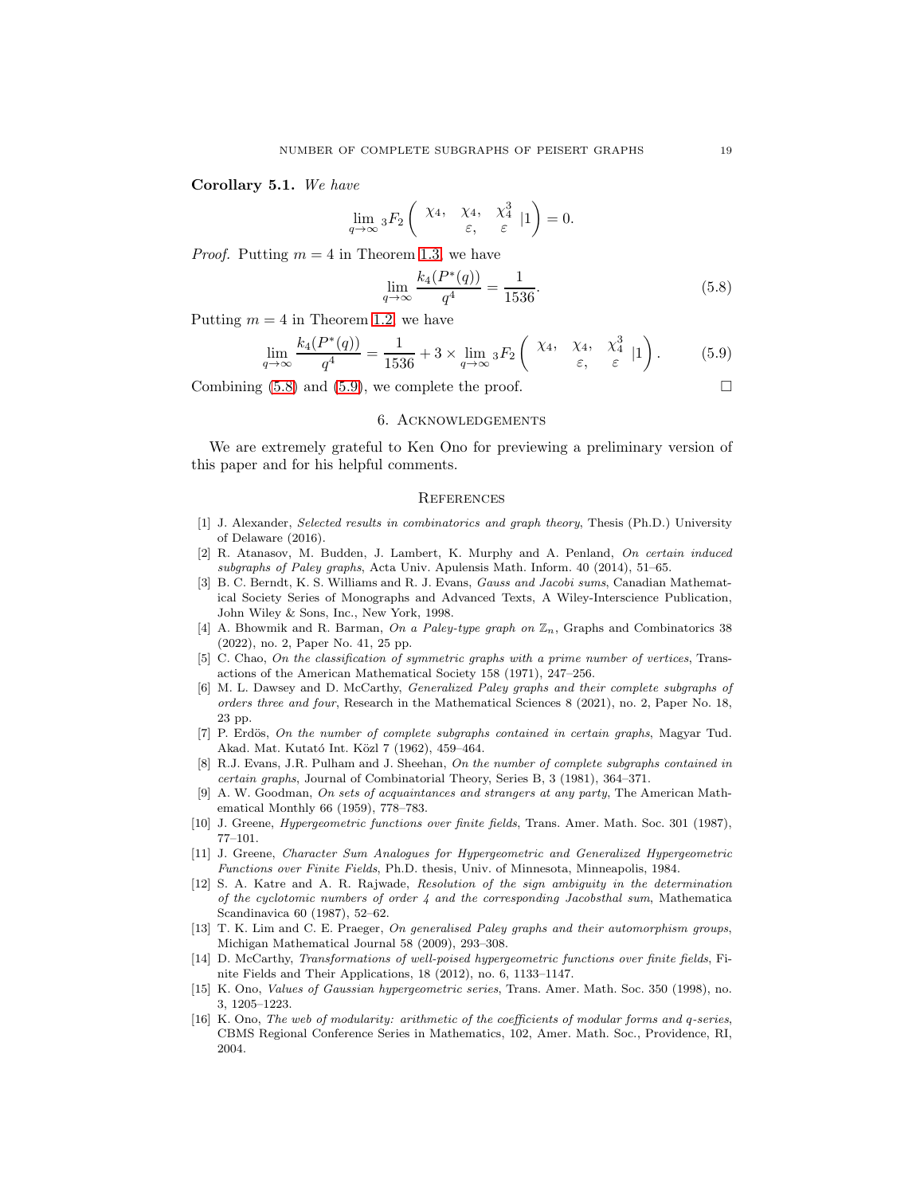**Corollary 5.1.** *We have*

$$\lim_{q\to\infty} {}_3F_2\left(\begin{matrix}\chi_4, & \chi_4, & \chi_4^3\\ & \varepsilon, & \varepsilon\end{matrix}\;|1\right) = 0.$$

*Proof.* Putting $m = 4$ in Theorem 1.3, we have

$$\lim_{q\to\infty} \frac{k_4(P^*(q))}{q^4} = \frac{1}{1536}. \tag{5.8}$$

Putting $m = 4$ in Theorem 1.2, we have

$$\lim_{q\to\infty} \frac{k_4(P^*(q))}{q^4} = \frac{1}{1536} + 3 \times \lim_{q\to\infty} {}_3F_2\left(\begin{matrix}\chi_4, & \chi_4, & \chi_4^3\\ & \varepsilon, & \varepsilon\end{matrix}\;|1\right). \tag{5.9}$$

Combining (5.8) and (5.9), we complete the proof. □

## 6. Acknowledgements

We are extremely grateful to Ken Ono for previewing a preliminary version of this paper and for his helpful comments.

## References

[1] J. Alexander, *Selected results in combinatorics and graph theory*, Thesis (Ph.D.) University of Delaware (2016).

[2] R. Atanasov, M. Budden, J. Lambert, K. Murphy and A. Penland, *On certain induced subgraphs of Paley graphs*, Acta Univ. Apulensis Math. Inform. 40 (2014), 51–65.

[3] B. C. Berndt, K. S. Williams and R. J. Evans, *Gauss and Jacobi sums*, Canadian Mathematical Society Series of Monographs and Advanced Texts, A Wiley-Interscience Publication, John Wiley & Sons, Inc., New York, 1998.

[4] A. Bhowmik and R. Barman, *On a Paley-type graph on* $\mathbb{Z}_n$, Graphs and Combinatorics 38 (2022), no. 2, Paper No. 41, 25 pp.

[5] C. Chao, *On the classification of symmetric graphs with a prime number of vertices*, Transactions of the American Mathematical Society 158 (1971), 247–256.

[6] M. L. Dawsey and D. McCarthy, *Generalized Paley graphs and their complete subgraphs of orders three and four*, Research in the Mathematical Sciences 8 (2021), no. 2, Paper No. 18, 23 pp.

[7] P. Erdös, *On the number of complete subgraphs contained in certain graphs*, Magyar Tud. Akad. Mat. Kutató Int. Közl 7 (1962), 459–464.

[8] R.J. Evans, J.R. Pulham and J. Sheehan, *On the number of complete subgraphs contained in certain graphs*, Journal of Combinatorial Theory, Series B, 3 (1981), 364–371.

[9] A. W. Goodman, *On sets of acquaintances and strangers at any party*, The American Mathematical Monthly 66 (1959), 778–783.

[10] J. Greene, *Hypergeometric functions over finite fields*, Trans. Amer. Math. Soc. 301 (1987), 77–101.

[11] J. Greene, *Character Sum Analogues for Hypergeometric and Generalized Hypergeometric Functions over Finite Fields*, Ph.D. thesis, Univ. of Minnesota, Minneapolis, 1984.

[12] S. A. Katre and A. R. Rajwade, *Resolution of the sign ambiguity in the determination of the cyclotomic numbers of order 4 and the corresponding Jacobsthal sum*, Mathematica Scandinavica 60 (1987), 52–62.

[13] T. K. Lim and C. E. Praeger, *On generalised Paley graphs and their automorphism groups*, Michigan Mathematical Journal 58 (2009), 293–308.

[14] D. McCarthy, *Transformations of well-poised hypergeometric functions over finite fields*, Finite Fields and Their Applications, 18 (2012), no. 6, 1133–1147.

[15] K. Ono, *Values of Gaussian hypergeometric series*, Trans. Amer. Math. Soc. 350 (1998), no. 3, 1205–1223.

[16] K. Ono, *The web of modularity: arithmetic of the coefficients of modular forms and q-series*, CBMS Regional Conference Series in Mathematics, 102, Amer. Math. Soc., Providence, RI, 2004.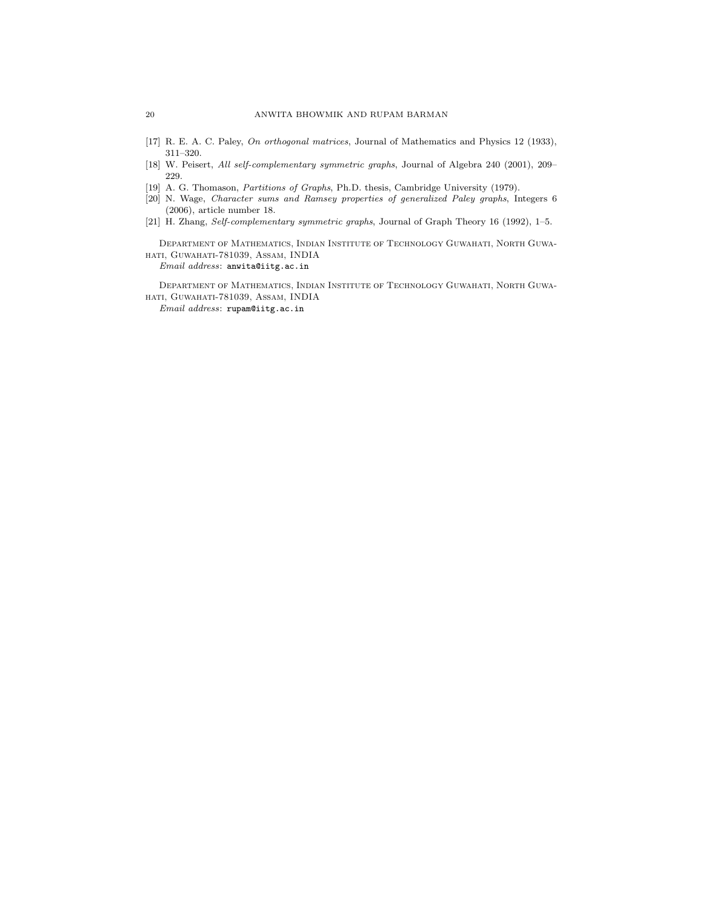[17] R. E. A. C. Paley, *On orthogonal matrices*, Journal of Mathematics and Physics 12 (1933), 311–320.

[18] W. Peisert, *All self-complementary symmetric graphs*, Journal of Algebra 240 (2001), 209–229.

[19] A. G. Thomason, *Partitions of Graphs*, Ph.D. thesis, Cambridge University (1979).

[20] N. Wage, *Character sums and Ramsey properties of generalized Paley graphs*, Integers 6 (2006), article number 18.

[21] H. Zhang, *Self-complementary symmetric graphs*, Journal of Graph Theory 16 (1992), 1–5.

Department of Mathematics, Indian Institute of Technology Guwahati, North Guwahati, Guwahati-781039, Assam, INDIA

*Email address*: `anwita@iitg.ac.in`

Department of Mathematics, Indian Institute of Technology Guwahati, North Guwahati, Guwahati-781039, Assam, INDIA

*Email address*: `rupam@iitg.ac.in`